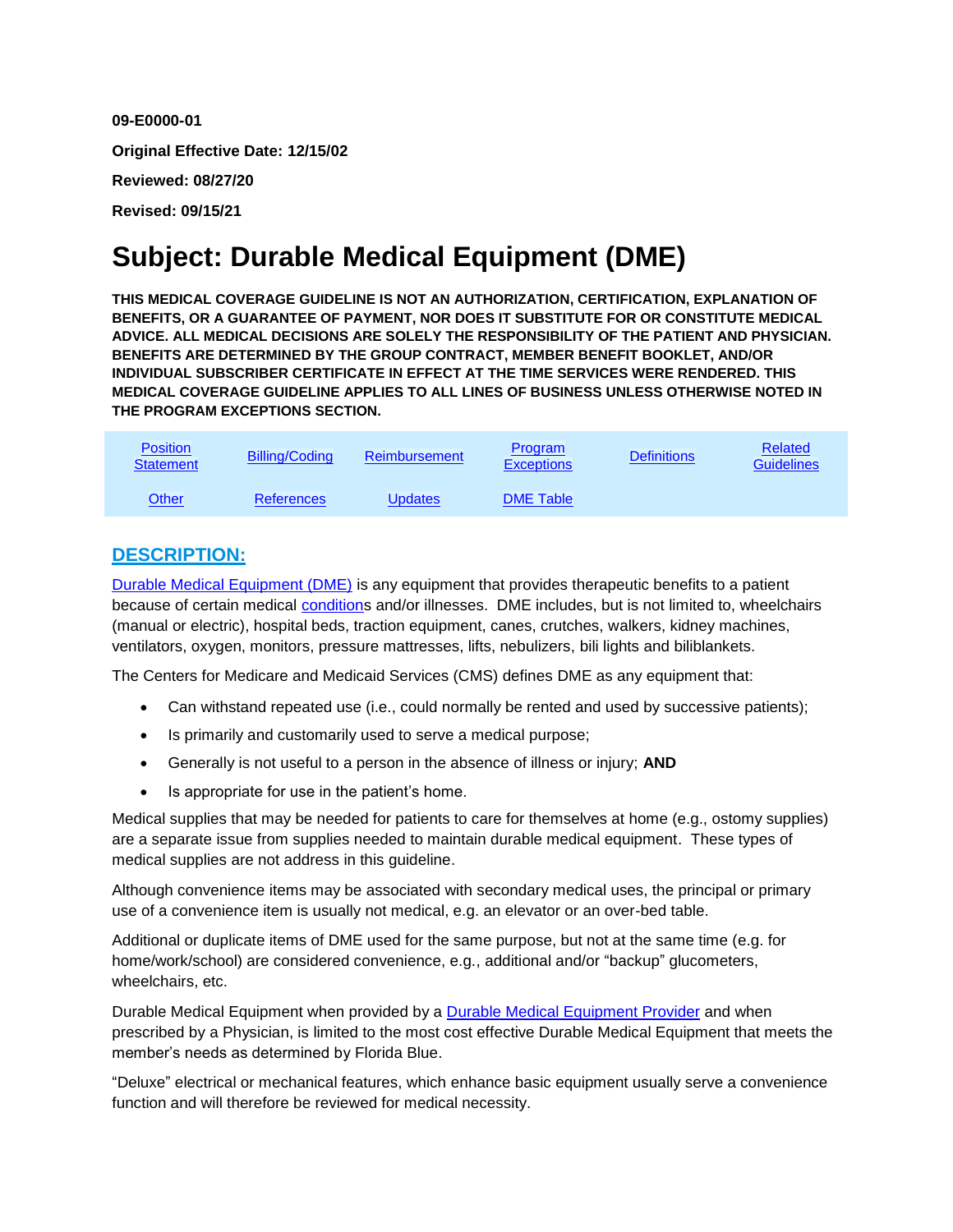**09-E0000-01**

**Original Effective Date: 12/15/02**

**Reviewed: 08/27/20**

**Revised: 09/15/21**

# Subject: Durable Medical Equipment (DME)

**THIS MEDICAL COVERAGE GUIDELINE IS NOT AN AUTHORIZATION, CERTIFICATION, EXPLANATION OF BENEFITS, OR A GUARANTEE OF PAYMENT, NOR DOES IT SUBSTITUTE FOR OR CONSTITUTE MEDICAL ADVICE. ALL MEDICAL DECISIONS ARE SOLELY THE RESPONSIBILITY OF THE PATIENT AND PHYSICIAN. BENEFITS ARE DETERMINED BY THE GROUP CONTRACT, MEMBER BENEFIT BOOKLET, AND/OR INDIVIDUAL SUBSCRIBER CERTIFICATE IN EFFECT AT THE TIME SERVICES WERE RENDERED. THIS MEDICAL COVERAGE GUIDELINE APPLIES TO ALL LINES OF BUSINESS UNLESS OTHERWISE NOTED IN THE PROGRAM EXCEPTIONS SECTION.**

| Position Statement | Billing/Coding | Reimbursement | Program Exceptions | Definitions | Related Guidelines |
|---|---|---|---|---|---|
| Other | References | Updates | DME Table | | |

## DESCRIPTION:

Durable Medical Equipment (DME) is any equipment that provides therapeutic benefits to a patient because of certain medical conditions and/or illnesses. DME includes, but is not limited to, wheelchairs (manual or electric), hospital beds, traction equipment, canes, crutches, walkers, kidney machines, ventilators, oxygen, monitors, pressure mattresses, lifts, nebulizers, bili lights and biliblankets.

The Centers for Medicare and Medicaid Services (CMS) defines DME as any equipment that:

- Can withstand repeated use (i.e., could normally be rented and used by successive patients);
- Is primarily and customarily used to serve a medical purpose;
- Generally is not useful to a person in the absence of illness or injury; **AND**
- Is appropriate for use in the patient's home.

Medical supplies that may be needed for patients to care for themselves at home (e.g., ostomy supplies) are a separate issue from supplies needed to maintain durable medical equipment. These types of medical supplies are not address in this guideline.

Although convenience items may be associated with secondary medical uses, the principal or primary use of a convenience item is usually not medical, e.g. an elevator or an over-bed table.

Additional or duplicate items of DME used for the same purpose, but not at the same time (e.g. for home/work/school) are considered convenience, e.g., additional and/or "backup" glucometers, wheelchairs, etc.

Durable Medical Equipment when provided by a Durable Medical Equipment Provider and when prescribed by a Physician, is limited to the most cost effective Durable Medical Equipment that meets the member's needs as determined by Florida Blue.

"Deluxe" electrical or mechanical features, which enhance basic equipment usually serve a convenience function and will therefore be reviewed for medical necessity.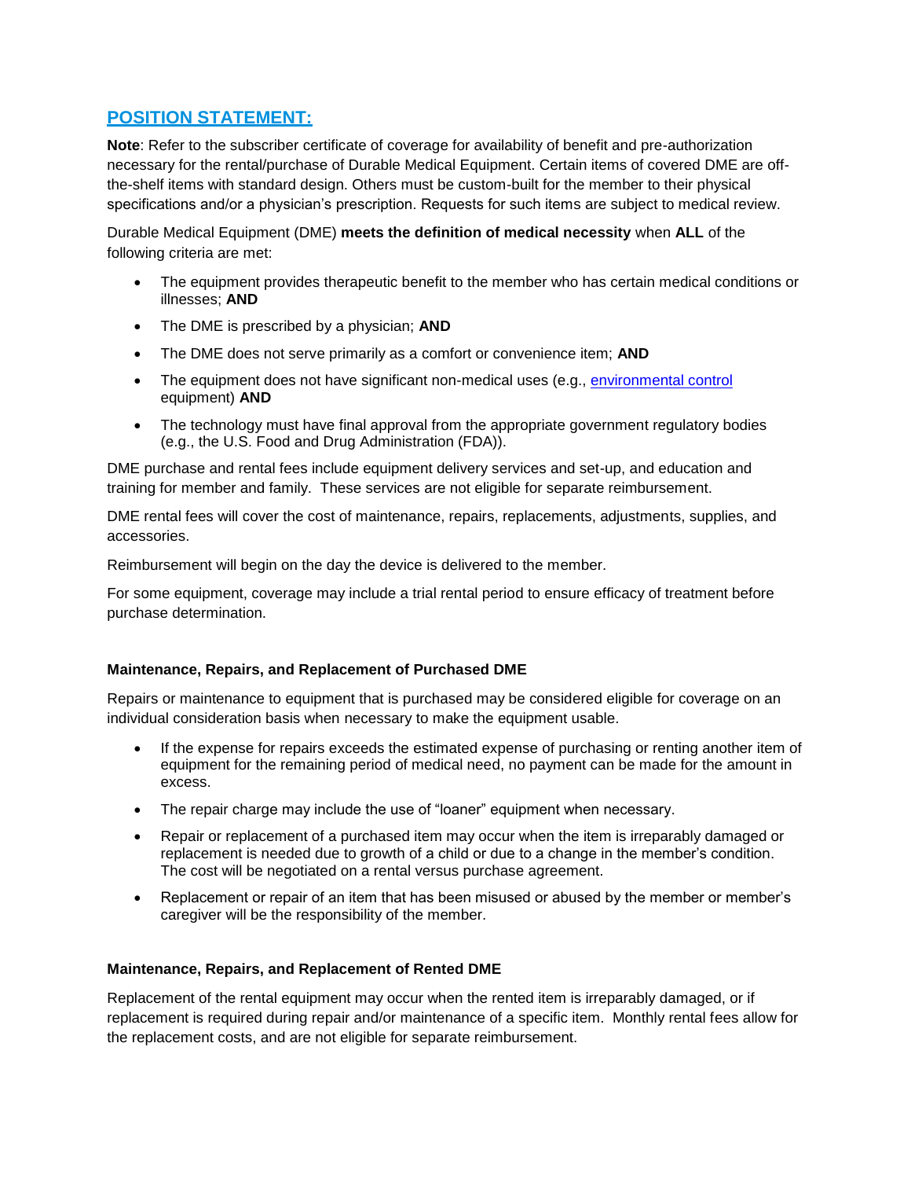## POSITION STATEMENT:

**Note**: Refer to the subscriber certificate of coverage for availability of benefit and pre-authorization necessary for the rental/purchase of Durable Medical Equipment. Certain items of covered DME are off-the-shelf items with standard design. Others must be custom-built for the member to their physical specifications and/or a physician's prescription. Requests for such items are subject to medical review.

Durable Medical Equipment (DME) **meets the definition of medical necessity** when **ALL** of the following criteria are met:

- The equipment provides therapeutic benefit to the member who has certain medical conditions or illnesses; **AND**
- The DME is prescribed by a physician; **AND**
- The DME does not serve primarily as a comfort or convenience item; **AND**
- The equipment does not have significant non-medical uses (e.g., environmental control equipment) **AND**
- The technology must have final approval from the appropriate government regulatory bodies (e.g., the U.S. Food and Drug Administration (FDA)).

DME purchase and rental fees include equipment delivery services and set-up, and education and training for member and family. These services are not eligible for separate reimbursement.

DME rental fees will cover the cost of maintenance, repairs, replacements, adjustments, supplies, and accessories.

Reimbursement will begin on the day the device is delivered to the member.

For some equipment, coverage may include a trial rental period to ensure efficacy of treatment before purchase determination.

### Maintenance, Repairs, and Replacement of Purchased DME

Repairs or maintenance to equipment that is purchased may be considered eligible for coverage on an individual consideration basis when necessary to make the equipment usable.

- If the expense for repairs exceeds the estimated expense of purchasing or renting another item of equipment for the remaining period of medical need, no payment can be made for the amount in excess.
- The repair charge may include the use of "loaner" equipment when necessary.
- Repair or replacement of a purchased item may occur when the item is irreparably damaged or replacement is needed due to growth of a child or due to a change in the member's condition. The cost will be negotiated on a rental versus purchase agreement.
- Replacement or repair of an item that has been misused or abused by the member or member's caregiver will be the responsibility of the member.

### Maintenance, Repairs, and Replacement of Rented DME

Replacement of the rental equipment may occur when the rented item is irreparably damaged, or if replacement is required during repair and/or maintenance of a specific item. Monthly rental fees allow for the replacement costs, and are not eligible for separate reimbursement.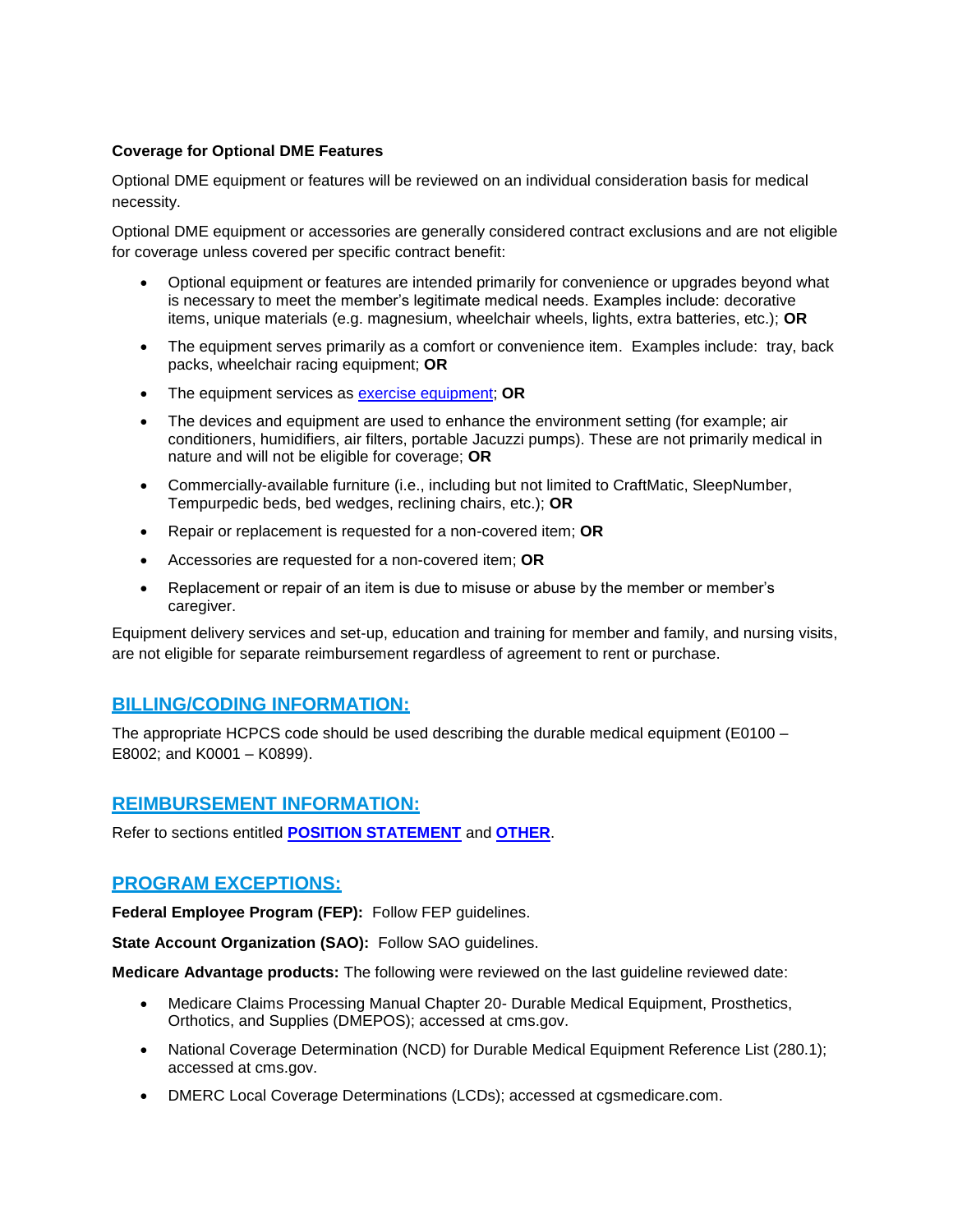**Coverage for Optional DME Features**

Optional DME equipment or features will be reviewed on an individual consideration basis for medical necessity.

Optional DME equipment or accessories are generally considered contract exclusions and are not eligible for coverage unless covered per specific contract benefit:

- Optional equipment or features are intended primarily for convenience or upgrades beyond what is necessary to meet the member's legitimate medical needs. Examples include: decorative items, unique materials (e.g. magnesium, wheelchair wheels, lights, extra batteries, etc.); **OR**
- The equipment serves primarily as a comfort or convenience item. Examples include: tray, back packs, wheelchair racing equipment; **OR**
- The equipment services as exercise equipment; **OR**
- The devices and equipment are used to enhance the environment setting (for example; air conditioners, humidifiers, air filters, portable Jacuzzi pumps). These are not primarily medical in nature and will not be eligible for coverage; **OR**
- Commercially-available furniture (i.e., including but not limited to CraftMatic, SleepNumber, Tempurpedic beds, bed wedges, reclining chairs, etc.); **OR**
- Repair or replacement is requested for a non-covered item; **OR**
- Accessories are requested for a non-covered item; **OR**
- Replacement or repair of an item is due to misuse or abuse by the member or member's caregiver.

Equipment delivery services and set-up, education and training for member and family, and nursing visits, are not eligible for separate reimbursement regardless of agreement to rent or purchase.

## BILLING/CODING INFORMATION:

The appropriate HCPCS code should be used describing the durable medical equipment (E0100 – E8002; and K0001 – K0899).

## REIMBURSEMENT INFORMATION:

Refer to sections entitled **POSITION STATEMENT** and **OTHER**.

## PROGRAM EXCEPTIONS:

**Federal Employee Program (FEP):** Follow FEP guidelines.

**State Account Organization (SAO):** Follow SAO guidelines.

**Medicare Advantage products:** The following were reviewed on the last guideline reviewed date:

- Medicare Claims Processing Manual Chapter 20- Durable Medical Equipment, Prosthetics, Orthotics, and Supplies (DMEPOS); accessed at cms.gov.
- National Coverage Determination (NCD) for Durable Medical Equipment Reference List (280.1); accessed at cms.gov.
- DMERC Local Coverage Determinations (LCDs); accessed at cgsmedicare.com.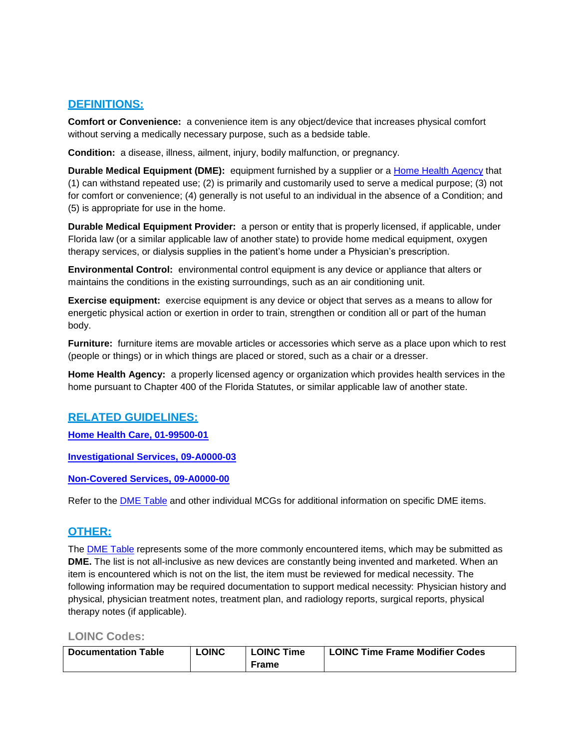## DEFINITIONS:

**Comfort or Convenience:** a convenience item is any object/device that increases physical comfort without serving a medically necessary purpose, such as a bedside table.

**Condition:** a disease, illness, ailment, injury, bodily malfunction, or pregnancy.

**Durable Medical Equipment (DME):** equipment furnished by a supplier or a Home Health Agency that (1) can withstand repeated use; (2) is primarily and customarily used to serve a medical purpose; (3) not for comfort or convenience; (4) generally is not useful to an individual in the absence of a Condition; and (5) is appropriate for use in the home.

**Durable Medical Equipment Provider:** a person or entity that is properly licensed, if applicable, under Florida law (or a similar applicable law of another state) to provide home medical equipment, oxygen therapy services, or dialysis supplies in the patient's home under a Physician's prescription.

**Environmental Control:** environmental control equipment is any device or appliance that alters or maintains the conditions in the existing surroundings, such as an air conditioning unit.

**Exercise equipment:** exercise equipment is any device or object that serves as a means to allow for energetic physical action or exertion in order to train, strengthen or condition all or part of the human body.

**Furniture:** furniture items are movable articles or accessories which serve as a place upon which to rest (people or things) or in which things are placed or stored, such as a chair or a dresser.

**Home Health Agency:** a properly licensed agency or organization which provides health services in the home pursuant to Chapter 400 of the Florida Statutes, or similar applicable law of another state.

## RELATED GUIDELINES:

**Home Health Care, 01-99500-01**

**Investigational Services, 09-A0000-03**

**Non-Covered Services, 09-A0000-00**

Refer to the DME Table and other individual MCGs for additional information on specific DME items.

## OTHER:

The DME Table represents some of the more commonly encountered items, which may be submitted as **DME.** The list is not all-inclusive as new devices are constantly being invented and marketed. When an item is encountered which is not on the list, the item must be reviewed for medical necessity. The following information may be required documentation to support medical necessity: Physician history and physical, physician treatment notes, treatment plan, and radiology reports, surgical reports, physical therapy notes (if applicable).

### LOINC Codes:

| Documentation Table | LOINC | LOINC Time Frame | LOINC Time Frame Modifier Codes |
|---|---|---|---|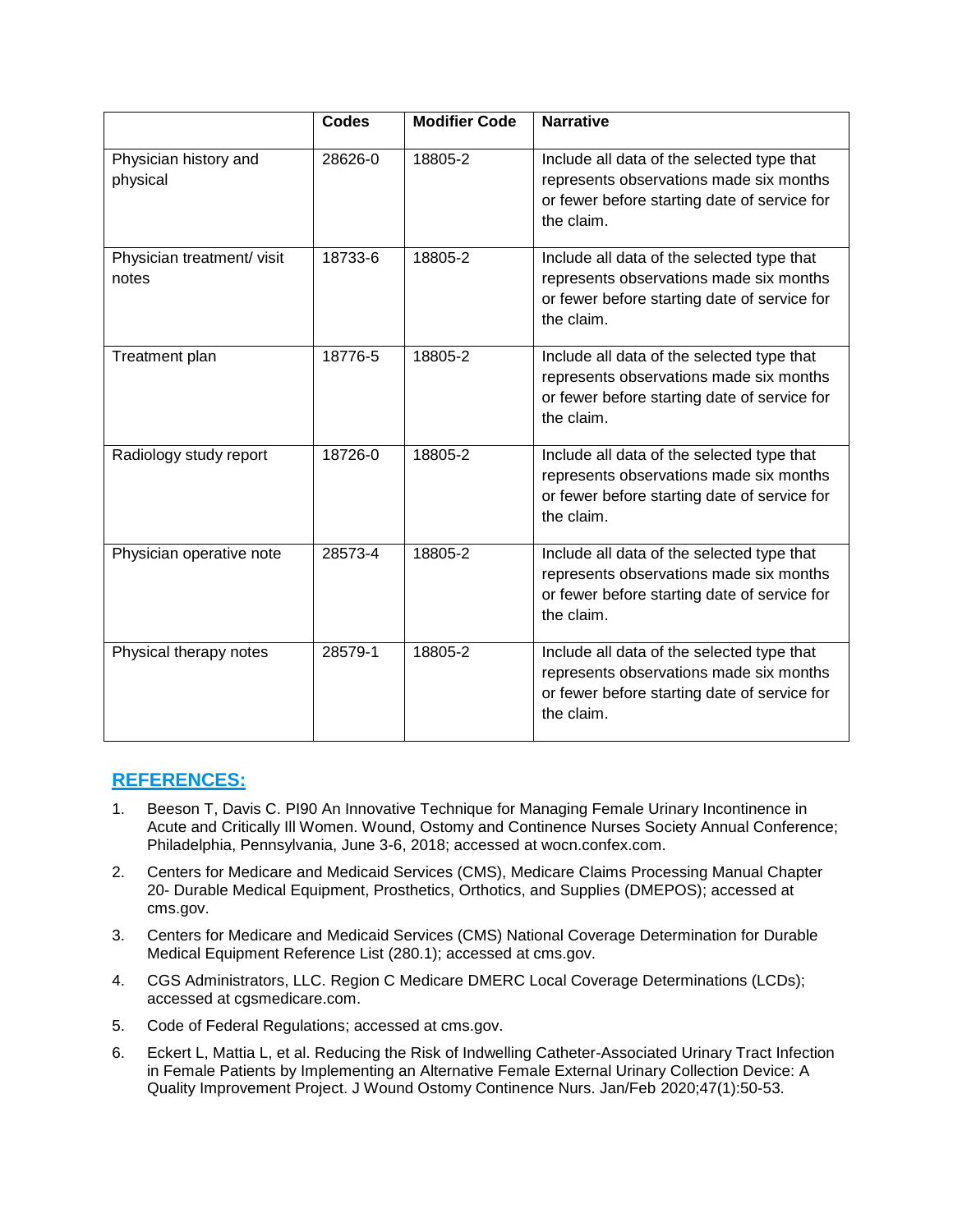| | Codes | Modifier Code | Narrative |
|---|---|---|---|
| Physician history and physical | 28626-0 | 18805-2 | Include all data of the selected type that represents observations made six months or fewer before starting date of service for the claim. |
| Physician treatment/ visit notes | 18733-6 | 18805-2 | Include all data of the selected type that represents observations made six months or fewer before starting date of service for the claim. |
| Treatment plan | 18776-5 | 18805-2 | Include all data of the selected type that represents observations made six months or fewer before starting date of service for the claim. |
| Radiology study report | 18726-0 | 18805-2 | Include all data of the selected type that represents observations made six months or fewer before starting date of service for the claim. |
| Physician operative note | 28573-4 | 18805-2 | Include all data of the selected type that represents observations made six months or fewer before starting date of service for the claim. |
| Physical therapy notes | 28579-1 | 18805-2 | Include all data of the selected type that represents observations made six months or fewer before starting date of service for the claim. |

## REFERENCES:

1. Beeson T, Davis C. PI90 An Innovative Technique for Managing Female Urinary Incontinence in Acute and Critically Ill Women. Wound, Ostomy and Continence Nurses Society Annual Conference; Philadelphia, Pennsylvania, June 3-6, 2018; accessed at wocn.confex.com.
2. Centers for Medicare and Medicaid Services (CMS), Medicare Claims Processing Manual Chapter 20- Durable Medical Equipment, Prosthetics, Orthotics, and Supplies (DMEPOS); accessed at cms.gov.
3. Centers for Medicare and Medicaid Services (CMS) National Coverage Determination for Durable Medical Equipment Reference List (280.1); accessed at cms.gov.
4. CGS Administrators, LLC. Region C Medicare DMERC Local Coverage Determinations (LCDs); accessed at cgsmedicare.com.
5. Code of Federal Regulations; accessed at cms.gov.
6. Eckert L, Mattia L, et al. Reducing the Risk of Indwelling Catheter-Associated Urinary Tract Infection in Female Patients by Implementing an Alternative Female External Urinary Collection Device: A Quality Improvement Project. J Wound Ostomy Continence Nurs. Jan/Feb 2020;47(1):50-53.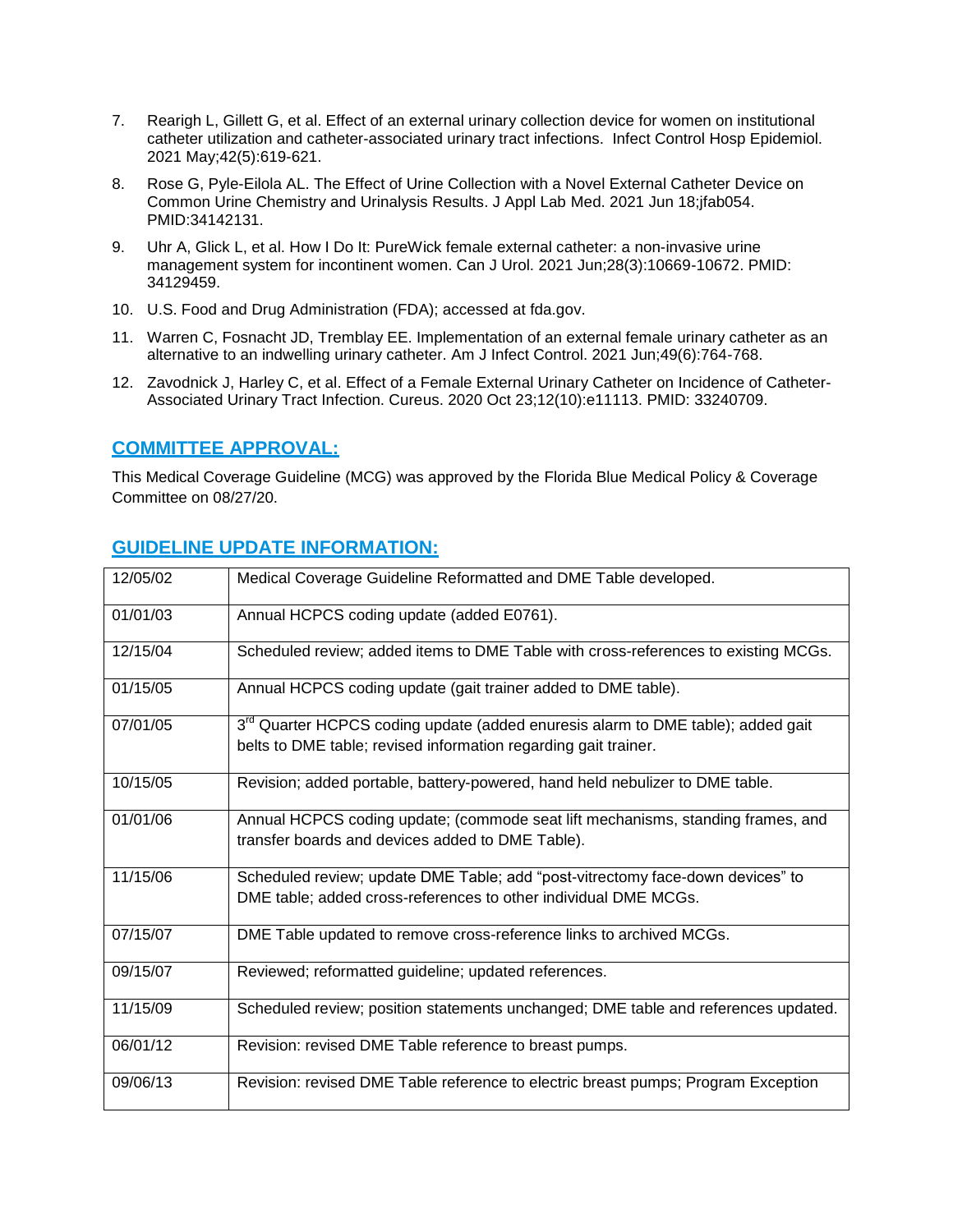7. Rearigh L, Gillett G, et al. Effect of an external urinary collection device for women on institutional catheter utilization and catheter-associated urinary tract infections. Infect Control Hosp Epidemiol. 2021 May;42(5):619-621.

8. Rose G, Pyle-Eilola AL. The Effect of Urine Collection with a Novel External Catheter Device on Common Urine Chemistry and Urinalysis Results. J Appl Lab Med. 2021 Jun 18;jfab054. PMID:34142131.

9. Uhr A, Glick L, et al. How I Do It: PureWick female external catheter: a non-invasive urine management system for incontinent women. Can J Urol. 2021 Jun;28(3):10669-10672. PMID: 34129459.

10. U.S. Food and Drug Administration (FDA); accessed at fda.gov.

11. Warren C, Fosnacht JD, Tremblay EE. Implementation of an external female urinary catheter as an alternative to an indwelling urinary catheter. Am J Infect Control. 2021 Jun;49(6):764-768.

12. Zavodnick J, Harley C, et al. Effect of a Female External Urinary Catheter on Incidence of Catheter-Associated Urinary Tract Infection. Cureus. 2020 Oct 23;12(10):e11113. PMID: 33240709.

## COMMITTEE APPROVAL:

This Medical Coverage Guideline (MCG) was approved by the Florida Blue Medical Policy & Coverage Committee on 08/27/20.

## GUIDELINE UPDATE INFORMATION:

| | |
|---|---|
| 12/05/02 | Medical Coverage Guideline Reformatted and DME Table developed. |
| 01/01/03 | Annual HCPCS coding update (added E0761). |
| 12/15/04 | Scheduled review; added items to DME Table with cross-references to existing MCGs. |
| 01/15/05 | Annual HCPCS coding update (gait trainer added to DME table). |
| 07/01/05 | 3rd Quarter HCPCS coding update (added enuresis alarm to DME table); added gait belts to DME table; revised information regarding gait trainer. |
| 10/15/05 | Revision; added portable, battery-powered, hand held nebulizer to DME table. |
| 01/01/06 | Annual HCPCS coding update; (commode seat lift mechanisms, standing frames, and transfer boards and devices added to DME Table). |
| 11/15/06 | Scheduled review; update DME Table; add "post-vitrectomy face-down devices" to DME table; added cross-references to other individual DME MCGs. |
| 07/15/07 | DME Table updated to remove cross-reference links to archived MCGs. |
| 09/15/07 | Reviewed; reformatted guideline; updated references. |
| 11/15/09 | Scheduled review; position statements unchanged; DME table and references updated. |
| 06/01/12 | Revision: revised DME Table reference to breast pumps. |
| 09/06/13 | Revision: revised DME Table reference to electric breast pumps; Program Exception |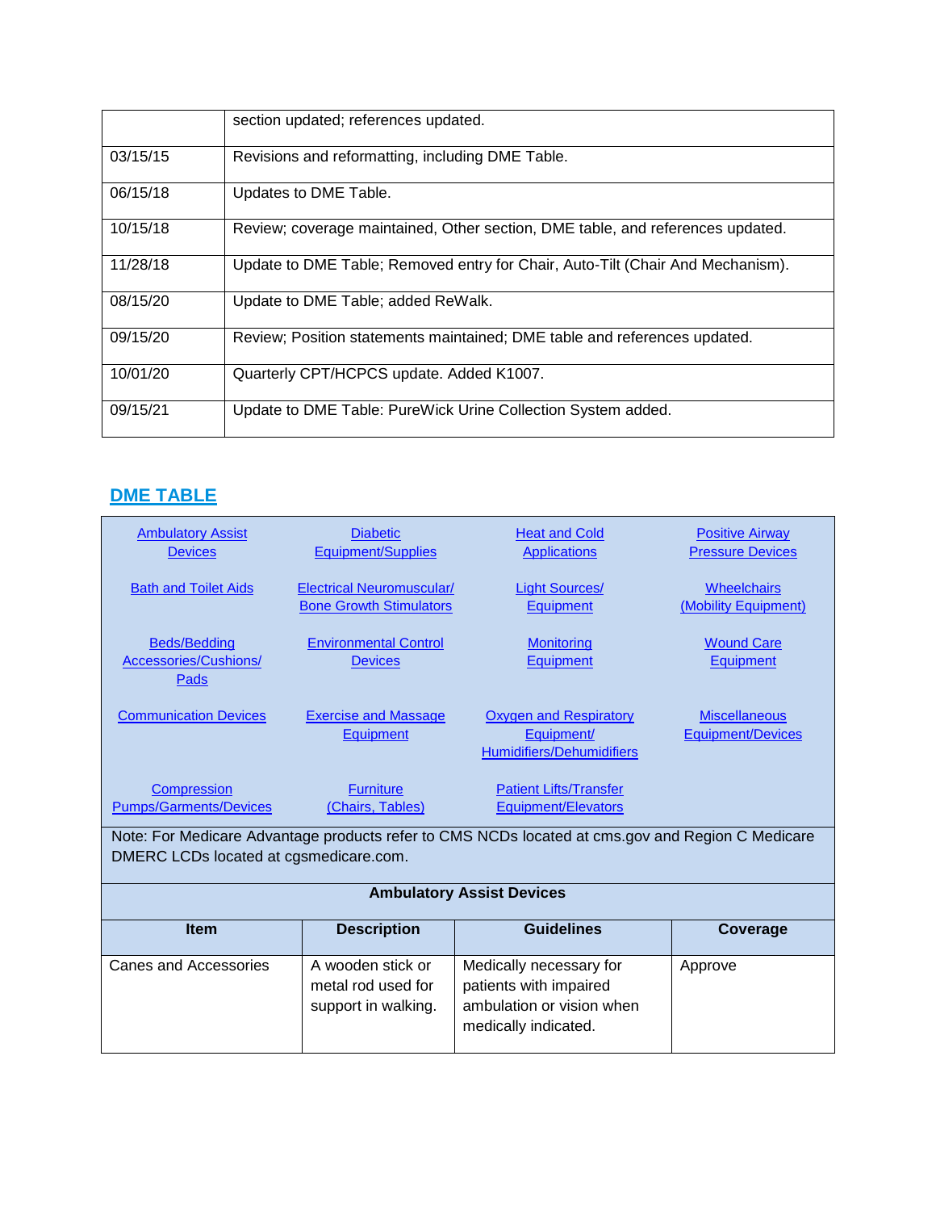|  |  |
|---|---|
|  | section updated; references updated. |
| 03/15/15 | Revisions and reformatting, including DME Table. |
| 06/15/18 | Updates to DME Table. |
| 10/15/18 | Review; coverage maintained, Other section, DME table, and references updated. |
| 11/28/18 | Update to DME Table; Removed entry for Chair, Auto-Tilt (Chair And Mechanism). |
| 08/15/20 | Update to DME Table; added ReWalk. |
| 09/15/20 | Review; Position statements maintained; DME table and references updated. |
| 10/01/20 | Quarterly CPT/HCPCS update. Added K1007. |
| 09/15/21 | Update to DME Table: PureWick Urine Collection System added. |

## DME TABLE

|  |  |  |  |
|---|---|---|---|
| Ambulatory Assist Devices | Diabetic Equipment/Supplies | Heat and Cold Applications | Positive Airway Pressure Devices |
| Bath and Toilet Aids | Electrical Neuromuscular/ Bone Growth Stimulators | Light Sources/ Equipment | Wheelchairs (Mobility Equipment) |
| Beds/Bedding Accessories/Cushions/ Pads | Environmental Control Devices | Monitoring Equipment | Wound Care Equipment |
| Communication Devices | Exercise and Massage Equipment | Oxygen and Respiratory Equipment/ Humidifiers/Dehumidifiers | Miscellaneous Equipment/Devices |
| Compression Pumps/Garments/Devices | Furniture (Chairs, Tables) | Patient Lifts/Transfer Equipment/Elevators |  |

Note: For Medicare Advantage products refer to CMS NCDs located at cms.gov and Region C Medicare DMERC LCDs located at cgsmedicare.com.

**Ambulatory Assist Devices**

| Item | Description | Guidelines | Coverage |
|---|---|---|---|
| Canes and Accessories | A wooden stick or metal rod used for support in walking. | Medically necessary for patients with impaired ambulation or vision when medically indicated. | Approve |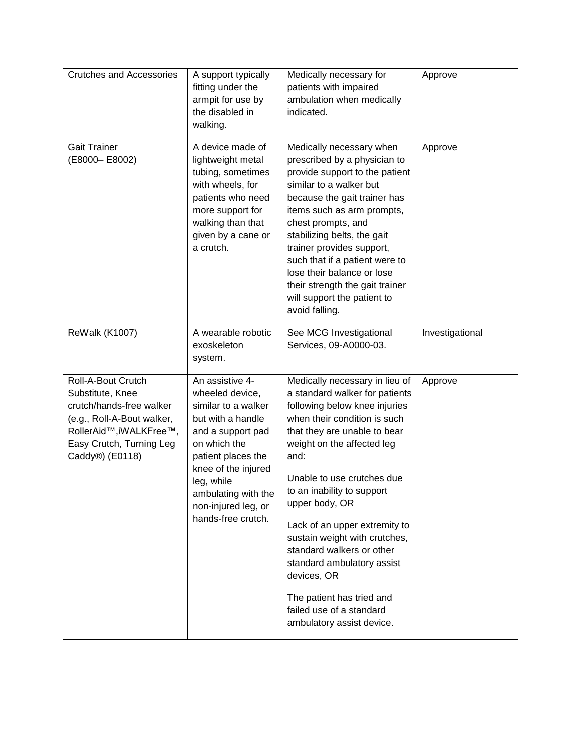| | | | |
|---|---|---|---|
| Crutches and Accessories | A support typically fitting under the armpit for use by the disabled in walking. | Medically necessary for patients with impaired ambulation when medically indicated. | Approve |
| Gait Trainer (E8000– E8002) | A device made of lightweight metal tubing, sometimes with wheels, for patients who need more support for walking than that given by a cane or a crutch. | Medically necessary when prescribed by a physician to provide support to the patient similar to a walker but because the gait trainer has items such as arm prompts, chest prompts, and stabilizing belts, the gait trainer provides support, such that if a patient were to lose their balance or lose their strength the gait trainer will support the patient to avoid falling. | Approve |
| ReWalk (K1007) | A wearable robotic exoskeleton system. | See MCG Investigational Services, 09-A0000-03. | Investigational |
| Roll-A-Bout Crutch Substitute, Knee crutch/hands-free walker (e.g., Roll-A-Bout walker, RollerAid™,iWALKFree™, Easy Crutch, Turning Leg Caddy®) (E0118) | An assistive 4-wheeled device, similar to a walker but with a handle and a support pad on which the patient places the knee of the injured leg, while ambulating with the non-injured leg, or hands-free crutch. | Medically necessary in lieu of a standard walker for patients following below knee injuries when their condition is such that they are unable to bear weight on the affected leg and:<br><br>Unable to use crutches due to an inability to support upper body, OR<br><br>Lack of an upper extremity to sustain weight with crutches, standard walkers or other standard ambulatory assist devices, OR<br><br>The patient has tried and failed use of a standard ambulatory assist device. | Approve |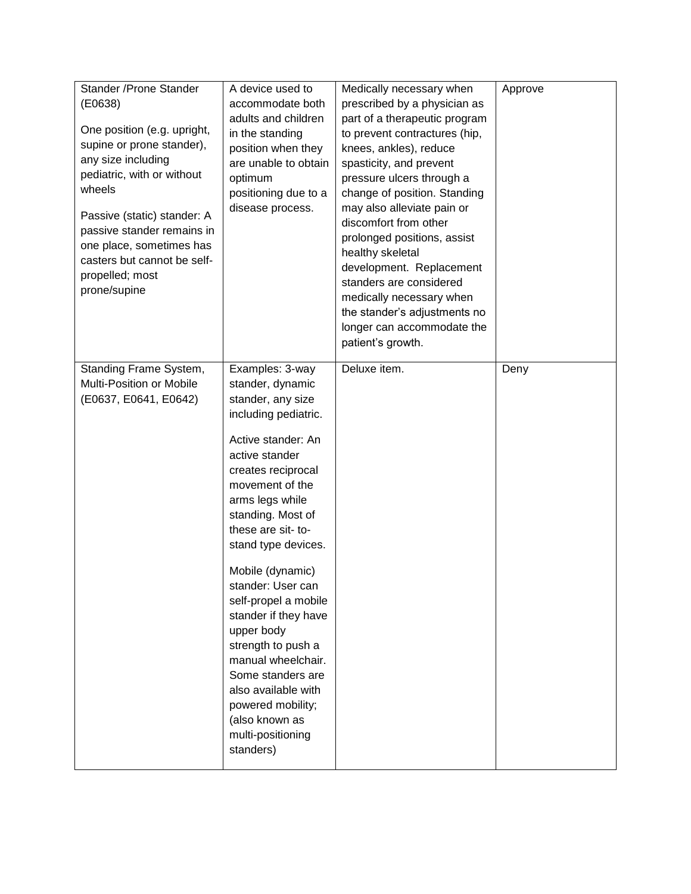| Stander /Prone Stander (E0638)<br><br>One position (e.g. upright, supine or prone stander), any size including pediatric, with or without wheels<br><br>Passive (static) stander: A passive stander remains in one place, sometimes has casters but cannot be self-propelled; most prone/supine | A device used to accommodate both adults and children in the standing position when they are unable to obtain optimum positioning due to a disease process. | Medically necessary when prescribed by a physician as part of a therapeutic program to prevent contractures (hip, knees, ankles), reduce spasticity, and prevent pressure ulcers through a change of position. Standing may also alleviate pain or discomfort from other prolonged positions, assist healthy skeletal development. Replacement standers are considered medically necessary when the stander's adjustments no longer can accommodate the patient's growth. | Approve |
|---|---|---|---|
| Standing Frame System, Multi-Position or Mobile (E0637, E0641, E0642) | Examples: 3-way stander, dynamic stander, any size including pediatric.<br><br>Active stander: An active stander creates reciprocal movement of the arms legs while standing. Most of these are sit- to-stand type devices.<br><br>Mobile (dynamic) stander: User can self-propel a mobile stander if they have upper body strength to push a manual wheelchair. Some standers are also available with powered mobility; (also known as multi-positioning standers) | Deluxe item. | Deny |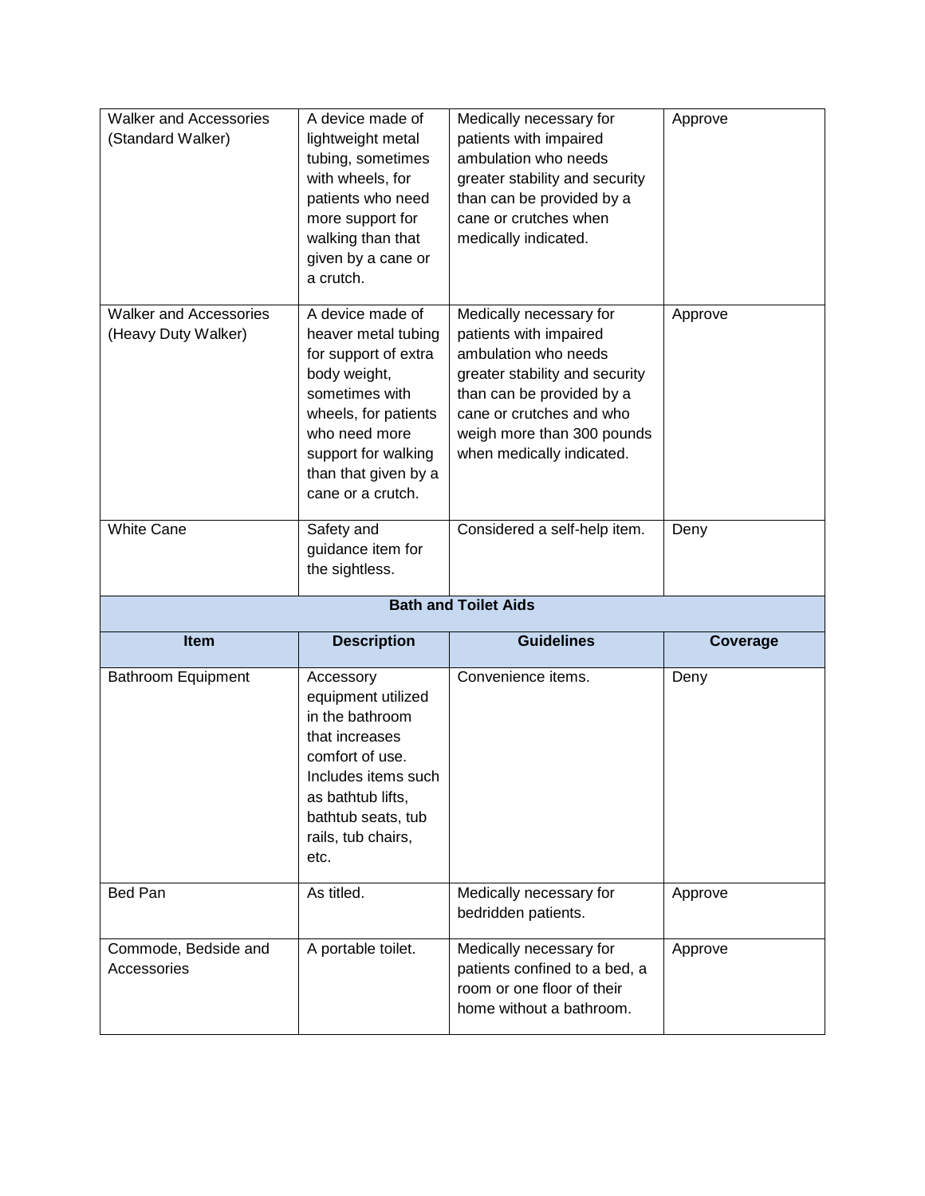| Walker and Accessories (Standard Walker) | A device made of lightweight metal tubing, sometimes with wheels, for patients who need more support for walking than that given by a cane or a crutch. | Medically necessary for patients with impaired ambulation who needs greater stability and security than can be provided by a cane or crutches when medically indicated. | Approve |
|---|---|---|---|
| Walker and Accessories (Heavy Duty Walker) | A device made of heaver metal tubing for support of extra body weight, sometimes with wheels, for patients who need more support for walking than that given by a cane or a crutch. | Medically necessary for patients with impaired ambulation who needs greater stability and security than can be provided by a cane or crutches and who weigh more than 300 pounds when medically indicated. | Approve |
| White Cane | Safety and guidance item for the sightless. | Considered a self-help item. | Deny |

**Bath and Toilet Aids**

| Item | Description | Guidelines | Coverage |
|---|---|---|---|
| Bathroom Equipment | Accessory equipment utilized in the bathroom that increases comfort of use. Includes items such as bathtub lifts, bathtub seats, tub rails, tub chairs, etc. | Convenience items. | Deny |
| Bed Pan | As titled. | Medically necessary for bedridden patients. | Approve |
| Commode, Bedside and Accessories | A portable toilet. | Medically necessary for patients confined to a bed, a room or one floor of their home without a bathroom. | Approve |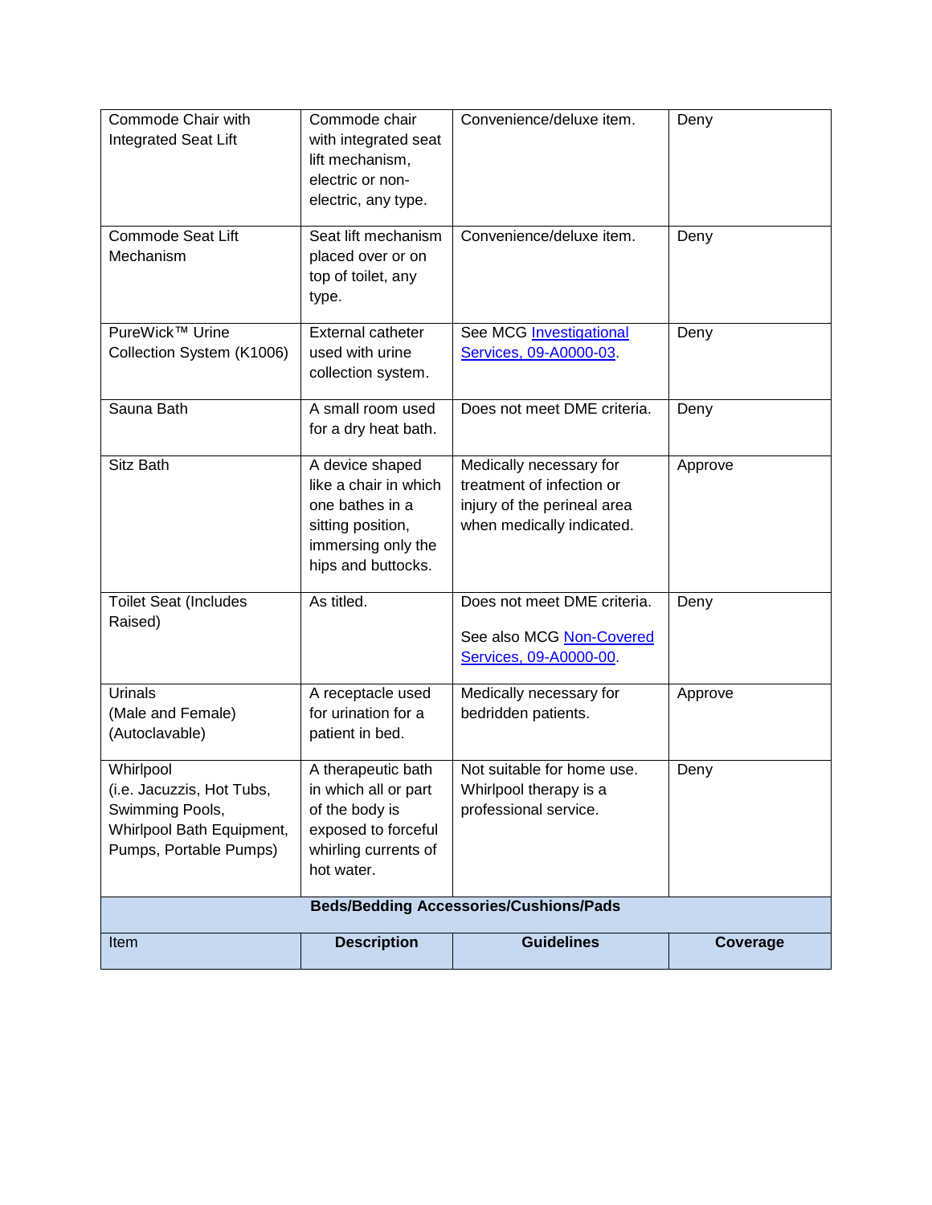| Commode Chair with Integrated Seat Lift | Commode chair with integrated seat lift mechanism, electric or non-electric, any type. | Convenience/deluxe item. | Deny |
|---|---|---|---|
| Commode Seat Lift Mechanism | Seat lift mechanism placed over or on top of toilet, any type. | Convenience/deluxe item. | Deny |
| PureWick™ Urine Collection System (K1006) | External catheter used with urine collection system. | See MCG Investigational Services, 09-A0000-03. | Deny |
| Sauna Bath | A small room used for a dry heat bath. | Does not meet DME criteria. | Deny |
| Sitz Bath | A device shaped like a chair in which one bathes in a sitting position, immersing only the hips and buttocks. | Medically necessary for treatment of infection or injury of the perineal area when medically indicated. | Approve |
| Toilet Seat (Includes Raised) | As titled. | Does not meet DME criteria.<br><br>See also MCG Non-Covered Services, 09-A0000-00. | Deny |
| Urinals (Male and Female) (Autoclavable) | A receptacle used for urination for a patient in bed. | Medically necessary for bedridden patients. | Approve |
| Whirlpool (i.e. Jacuzzis, Hot Tubs, Swimming Pools, Whirlpool Bath Equipment, Pumps, Portable Pumps) | A therapeutic bath in which all or part of the body is exposed to forceful whirling currents of hot water. | Not suitable for home use. Whirlpool therapy is a professional service. | Deny |
| **Beds/Bedding Accessories/Cushions/Pads** | | | |
| Item | **Description** | **Guidelines** | **Coverage** |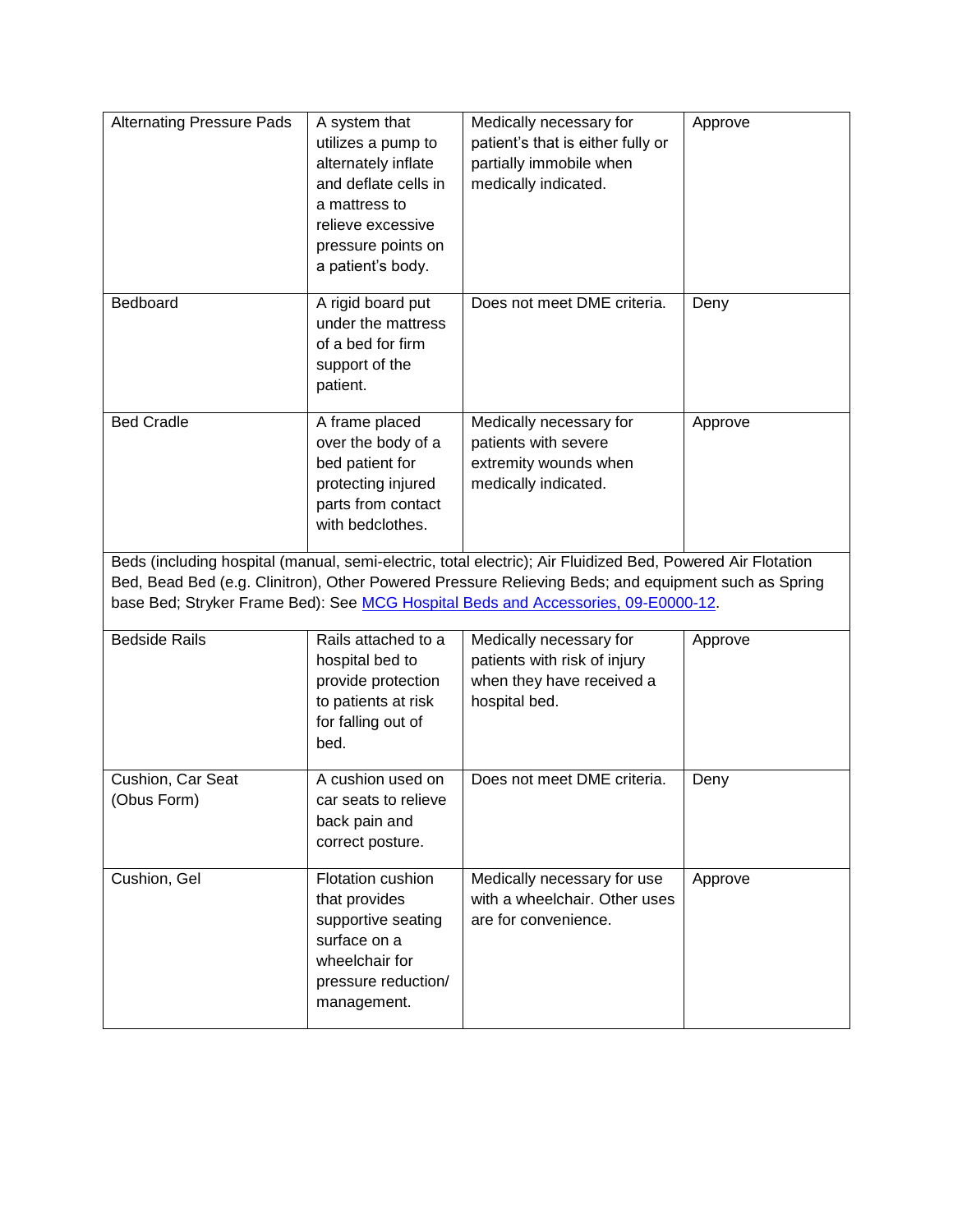| | | | |
|---|---|---|---|
| Alternating Pressure Pads | A system that utilizes a pump to alternately inflate and deflate cells in a mattress to relieve excessive pressure points on a patient's body. | Medically necessary for patient's that is either fully or partially immobile when medically indicated. | Approve |
| Bedboard | A rigid board put under the mattress of a bed for firm support of the patient. | Does not meet DME criteria. | Deny |
| Bed Cradle | A frame placed over the body of a bed patient for protecting injured parts from contact with bedclothes. | Medically necessary for patients with severe extremity wounds when medically indicated. | Approve |
| Beds (including hospital (manual, semi-electric, total electric); Air Fluidized Bed, Powered Air Flotation Bed, Bead Bed (e.g. Clinitron), Other Powered Pressure Relieving Beds; and equipment such as Spring base Bed; Stryker Frame Bed): See MCG Hospital Beds and Accessories, 09-E0000-12. | | | |
| Bedside Rails | Rails attached to a hospital bed to provide protection to patients at risk for falling out of bed. | Medically necessary for patients with risk of injury when they have received a hospital bed. | Approve |
| Cushion, Car Seat (Obus Form) | A cushion used on car seats to relieve back pain and correct posture. | Does not meet DME criteria. | Deny |
| Cushion, Gel | Flotation cushion that provides supportive seating surface on a wheelchair for pressure reduction/ management. | Medically necessary for use with a wheelchair. Other uses are for convenience. | Approve |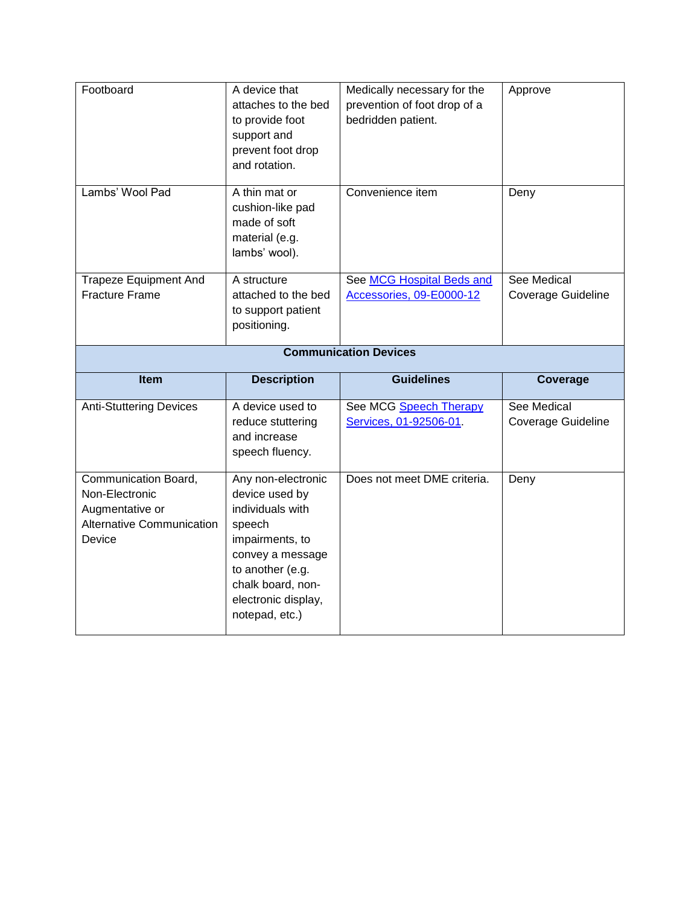| Item | Description | Guidelines | Coverage |
|---|---|---|---|
| Footboard | A device that attaches to the bed to provide foot support and prevent foot drop and rotation. | Medically necessary for the prevention of foot drop of a bedridden patient. | Approve |
| Lambs' Wool Pad | A thin mat or cushion-like pad made of soft material (e.g. lambs' wool). | Convenience item | Deny |
| Trapeze Equipment And Fracture Frame | A structure attached to the bed to support patient positioning. | See MCG Hospital Beds and Accessories, 09-E0000-12 | See Medical Coverage Guideline |

| Communication Devices | | | |
|---|---|---|---|
| **Item** | **Description** | **Guidelines** | **Coverage** |
| Anti-Stuttering Devices | A device used to reduce stuttering and increase speech fluency. | See MCG Speech Therapy Services, 01-92506-01. | See Medical Coverage Guideline |
| Communication Board, Non-Electronic Augmentative or Alternative Communication Device | Any non-electronic device used by individuals with speech impairments, to convey a message to another (e.g. chalk board, non-electronic display, notepad, etc.) | Does not meet DME criteria. | Deny |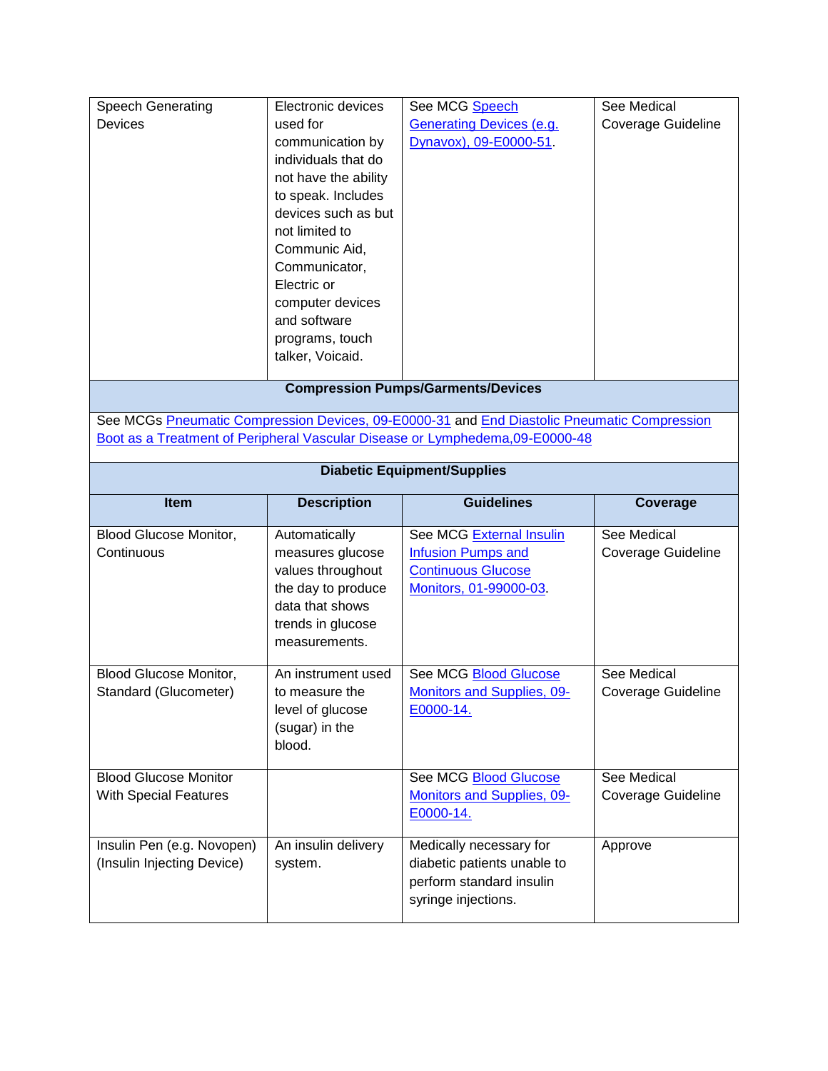| Item | Description | Guidelines | Coverage |
|---|---|---|---|
| Speech Generating Devices | Electronic devices used for communication by individuals that do not have the ability to speak. Includes devices such as but not limited to Communic Aid, Communicator, Electric or computer devices and software programs, touch talker, Voicaid. | See MCG Speech Generating Devices (e.g. Dynavox), 09-E0000-51. | See Medical Coverage Guideline |
| **Compression Pumps/Garments/Devices** | | | |
| See MCGs Pneumatic Compression Devices, 09-E0000-31 and End Diastolic Pneumatic Compression Boot as a Treatment of Peripheral Vascular Disease or Lymphedema,09-E0000-48 | | | |
| **Diabetic Equipment/Supplies** | | | |
| **Item** | **Description** | **Guidelines** | **Coverage** |
| Blood Glucose Monitor, Continuous | Automatically measures glucose values throughout the day to produce data that shows trends in glucose measurements. | See MCG External Insulin Infusion Pumps and Continuous Glucose Monitors, 01-99000-03. | See Medical Coverage Guideline |
| Blood Glucose Monitor, Standard (Glucometer) | An instrument used to measure the level of glucose (sugar) in the blood. | See MCG Blood Glucose Monitors and Supplies, 09-E0000-14. | See Medical Coverage Guideline |
| Blood Glucose Monitor With Special Features | | See MCG Blood Glucose Monitors and Supplies, 09-E0000-14. | See Medical Coverage Guideline |
| Insulin Pen (e.g. Novopen) (Insulin Injecting Device) | An insulin delivery system. | Medically necessary for diabetic patients unable to perform standard insulin syringe injections. | Approve |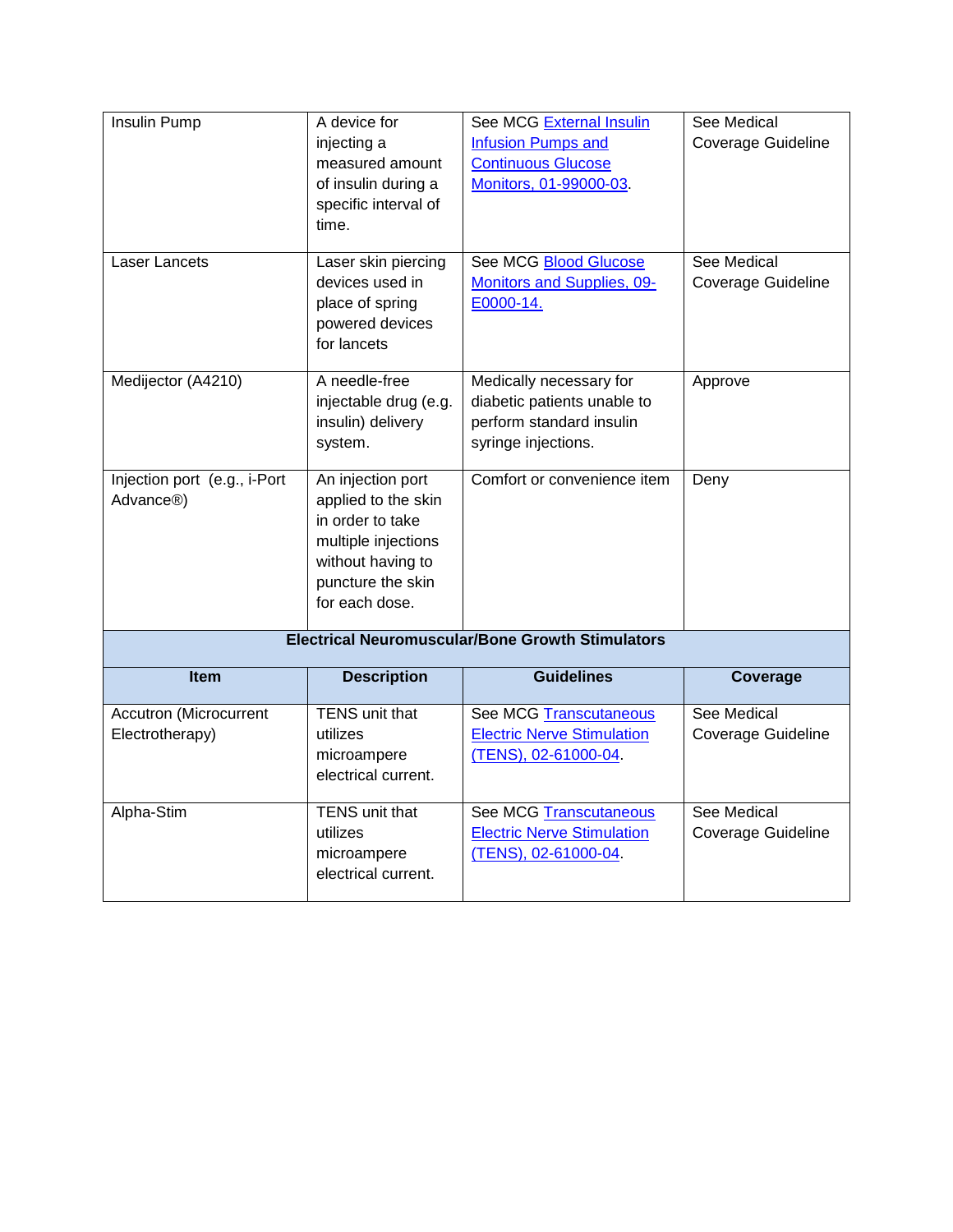| Item | Description | Guidelines | Coverage |
|---|---|---|---|
| Insulin Pump | A device for injecting a measured amount of insulin during a specific interval of time. | See MCG External Insulin Infusion Pumps and Continuous Glucose Monitors, 01-99000-03. | See Medical Coverage Guideline |
| Laser Lancets | Laser skin piercing devices used in place of spring powered devices for lancets | See MCG Blood Glucose Monitors and Supplies, 09-E0000-14. | See Medical Coverage Guideline |
| Medijector (A4210) | A needle-free injectable drug (e.g. insulin) delivery system. | Medically necessary for diabetic patients unable to perform standard insulin syringe injections. | Approve |
| Injection port (e.g., i-Port Advance®) | An injection port applied to the skin in order to take multiple injections without having to puncture the skin for each dose. | Comfort or convenience item | Deny |
| **Electrical Neuromuscular/Bone Growth Stimulators** | | | |
| **Item** | **Description** | **Guidelines** | **Coverage** |
| Accutron (Microcurrent Electrotherapy) | TENS unit that utilizes microampere electrical current. | See MCG Transcutaneous Electric Nerve Stimulation (TENS), 02-61000-04. | See Medical Coverage Guideline |
| Alpha-Stim | TENS unit that utilizes microampere electrical current. | See MCG Transcutaneous Electric Nerve Stimulation (TENS), 02-61000-04. | See Medical Coverage Guideline |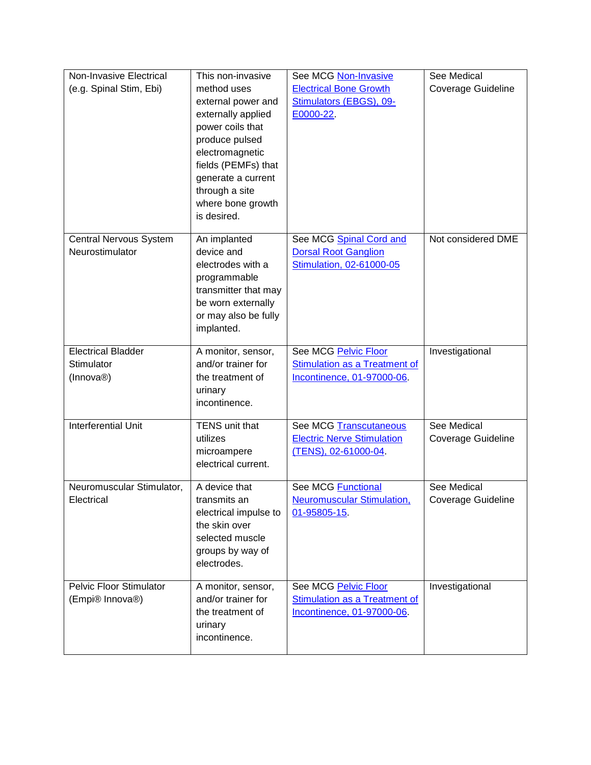| Non-Invasive Electrical (e.g. Spinal Stim, Ebi) | This non-invasive method uses external power and externally applied power coils that produce pulsed electromagnetic fields (PEMFs) that generate a current through a site where bone growth is desired. | See MCG Non-Invasive Electrical Bone Growth Stimulators (EBGS), 09-E0000-22. | See Medical Coverage Guideline |
|---|---|---|---|
| Central Nervous System Neurostimulator | An implanted device and electrodes with a programmable transmitter that may be worn externally or may also be fully implanted. | See MCG Spinal Cord and Dorsal Root Ganglion Stimulation, 02-61000-05 | Not considered DME |
| Electrical Bladder Stimulator (Innova®) | A monitor, sensor, and/or trainer for the treatment of urinary incontinence. | See MCG Pelvic Floor Stimulation as a Treatment of Incontinence, 01-97000-06. | Investigational |
| Interferential Unit | TENS unit that utilizes microampere electrical current. | See MCG Transcutaneous Electric Nerve Stimulation (TENS), 02-61000-04. | See Medical Coverage Guideline |
| Neuromuscular Stimulator, Electrical | A device that transmits an electrical impulse to the skin over selected muscle groups by way of electrodes. | See MCG Functional Neuromuscular Stimulation, 01-95805-15. | See Medical Coverage Guideline |
| Pelvic Floor Stimulator (Empi® Innova®) | A monitor, sensor, and/or trainer for the treatment of urinary incontinence. | See MCG Pelvic Floor Stimulation as a Treatment of Incontinence, 01-97000-06. | Investigational |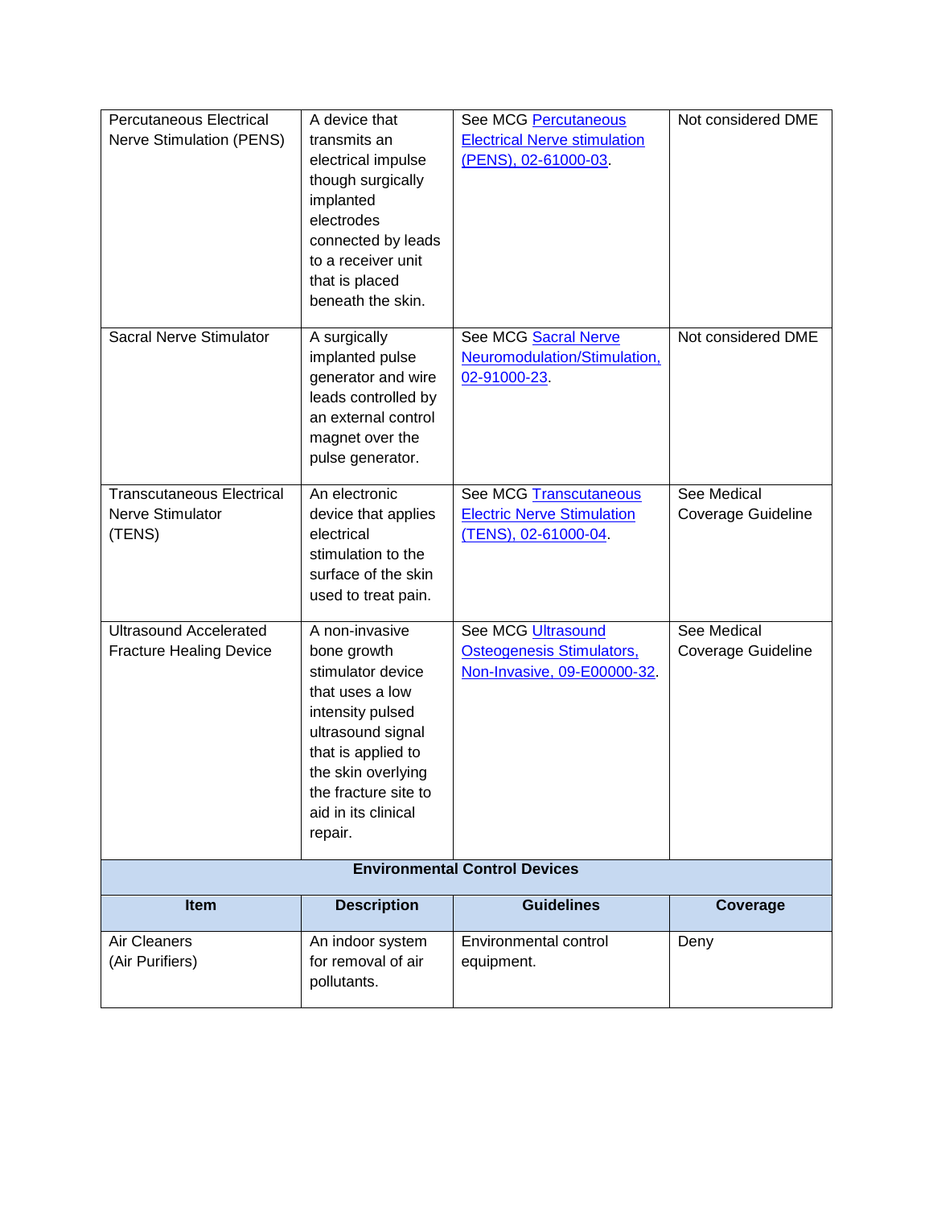| Percutaneous Electrical Nerve Stimulation (PENS) | A device that transmits an electrical impulse though surgically implanted electrodes connected by leads to a receiver unit that is placed beneath the skin. | See MCG Percutaneous Electrical Nerve stimulation (PENS), 02-61000-03. | Not considered DME |
|---|---|---|---|
| Sacral Nerve Stimulator | A surgically implanted pulse generator and wire leads controlled by an external control magnet over the pulse generator. | See MCG Sacral Nerve Neuromodulation/Stimulation, 02-91000-23. | Not considered DME |
| Transcutaneous Electrical Nerve Stimulator (TENS) | An electronic device that applies electrical stimulation to the surface of the skin used to treat pain. | See MCG Transcutaneous Electric Nerve Stimulation (TENS), 02-61000-04. | See Medical Coverage Guideline |
| Ultrasound Accelerated Fracture Healing Device | A non-invasive bone growth stimulator device that uses a low intensity pulsed ultrasound signal that is applied to the skin overlying the fracture site to aid in its clinical repair. | See MCG Ultrasound Osteogenesis Stimulators, Non-Invasive, 09-E00000-32. | See Medical Coverage Guideline |
| **Environmental Control Devices** | | | |
| **Item** | **Description** | **Guidelines** | **Coverage** |
| Air Cleaners (Air Purifiers) | An indoor system for removal of air pollutants. | Environmental control equipment. | Deny |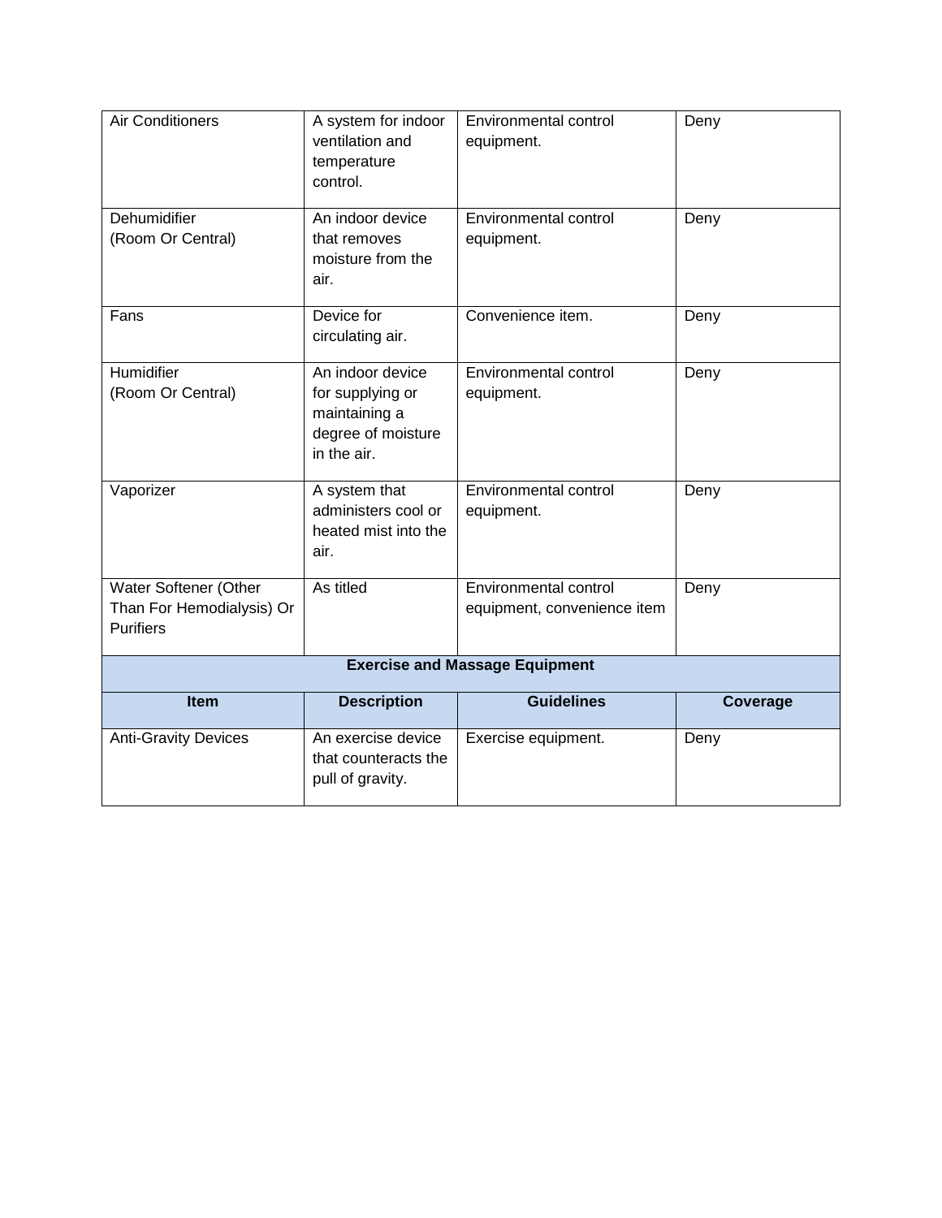| Item | Description | Guidelines | Coverage |
|---|---|---|---|
| Air Conditioners | A system for indoor ventilation and temperature control. | Environmental control equipment. | Deny |
| Dehumidifier (Room Or Central) | An indoor device that removes moisture from the air. | Environmental control equipment. | Deny |
| Fans | Device for circulating air. | Convenience item. | Deny |
| Humidifier (Room Or Central) | An indoor device for supplying or maintaining a degree of moisture in the air. | Environmental control equipment. | Deny |
| Vaporizer | A system that administers cool or heated mist into the air. | Environmental control equipment. | Deny |
| Water Softener (Other Than For Hemodialysis) Or Purifiers | As titled | Environmental control equipment, convenience item | Deny |

**Exercise and Massage Equipment**

| Item | Description | Guidelines | Coverage |
|---|---|---|---|
| Anti-Gravity Devices | An exercise device that counteracts the pull of gravity. | Exercise equipment. | Deny |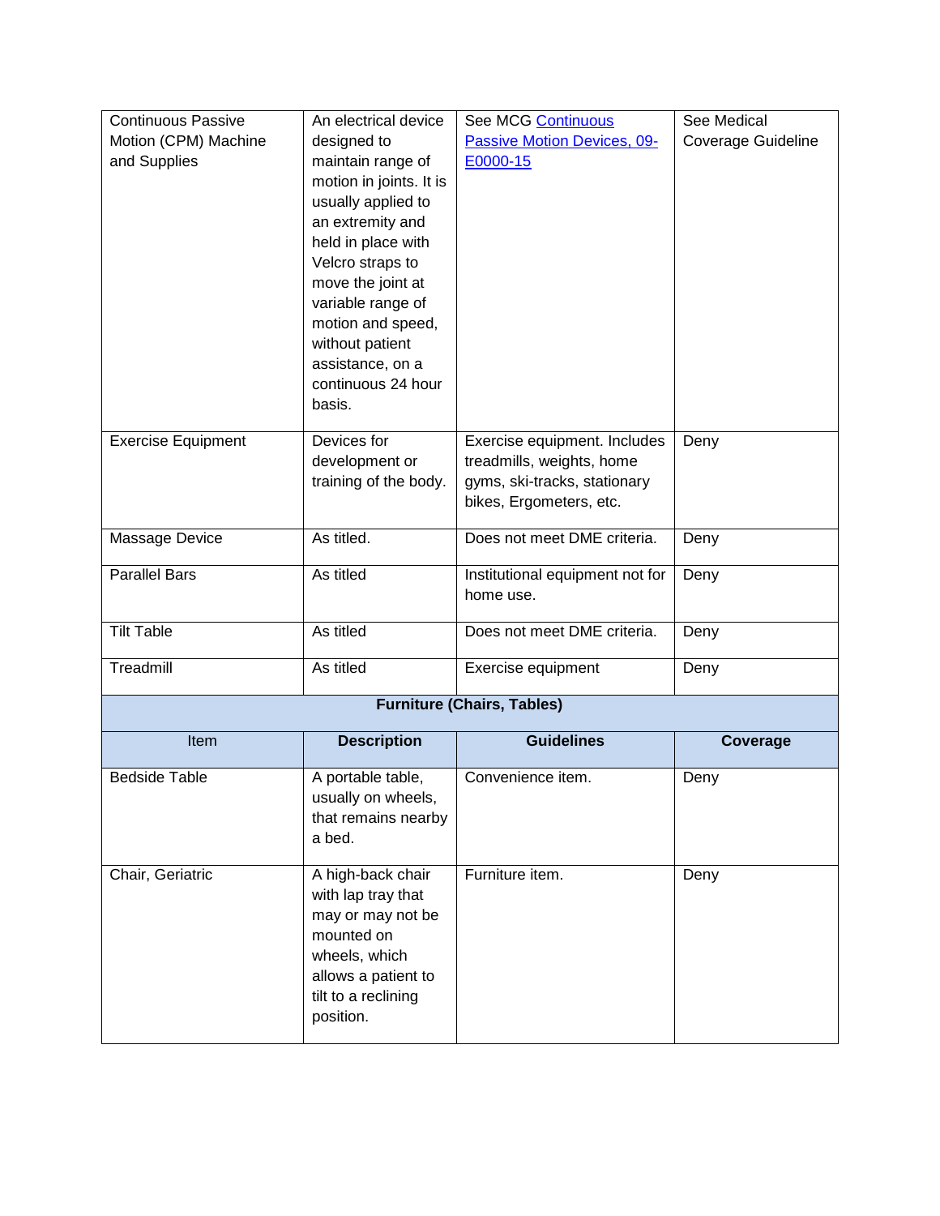| Item | Description | Guidelines | Coverage |
|---|---|---|---|
| Continuous Passive Motion (CPM) Machine and Supplies | An electrical device designed to maintain range of motion in joints. It is usually applied to an extremity and held in place with Velcro straps to move the joint at variable range of motion and speed, without patient assistance, on a continuous 24 hour basis. | See MCG [Continuous Passive Motion Devices, 09-E0000-15]() | See Medical Coverage Guideline |
| Exercise Equipment | Devices for development or training of the body. | Exercise equipment. Includes treadmills, weights, home gyms, ski-tracks, stationary bikes, Ergometers, etc. | Deny |
| Massage Device | As titled. | Does not meet DME criteria. | Deny |
| Parallel Bars | As titled | Institutional equipment not for home use. | Deny |
| Tilt Table | As titled | Does not meet DME criteria. | Deny |
| Treadmill | As titled | Exercise equipment | Deny |
| **Furniture (Chairs, Tables)** | | | |
| Item | **Description** | **Guidelines** | **Coverage** |
| Bedside Table | A portable table, usually on wheels, that remains nearby a bed. | Convenience item. | Deny |
| Chair, Geriatric | A high-back chair with lap tray that may or may not be mounted on wheels, which allows a patient to tilt to a reclining position. | Furniture item. | Deny |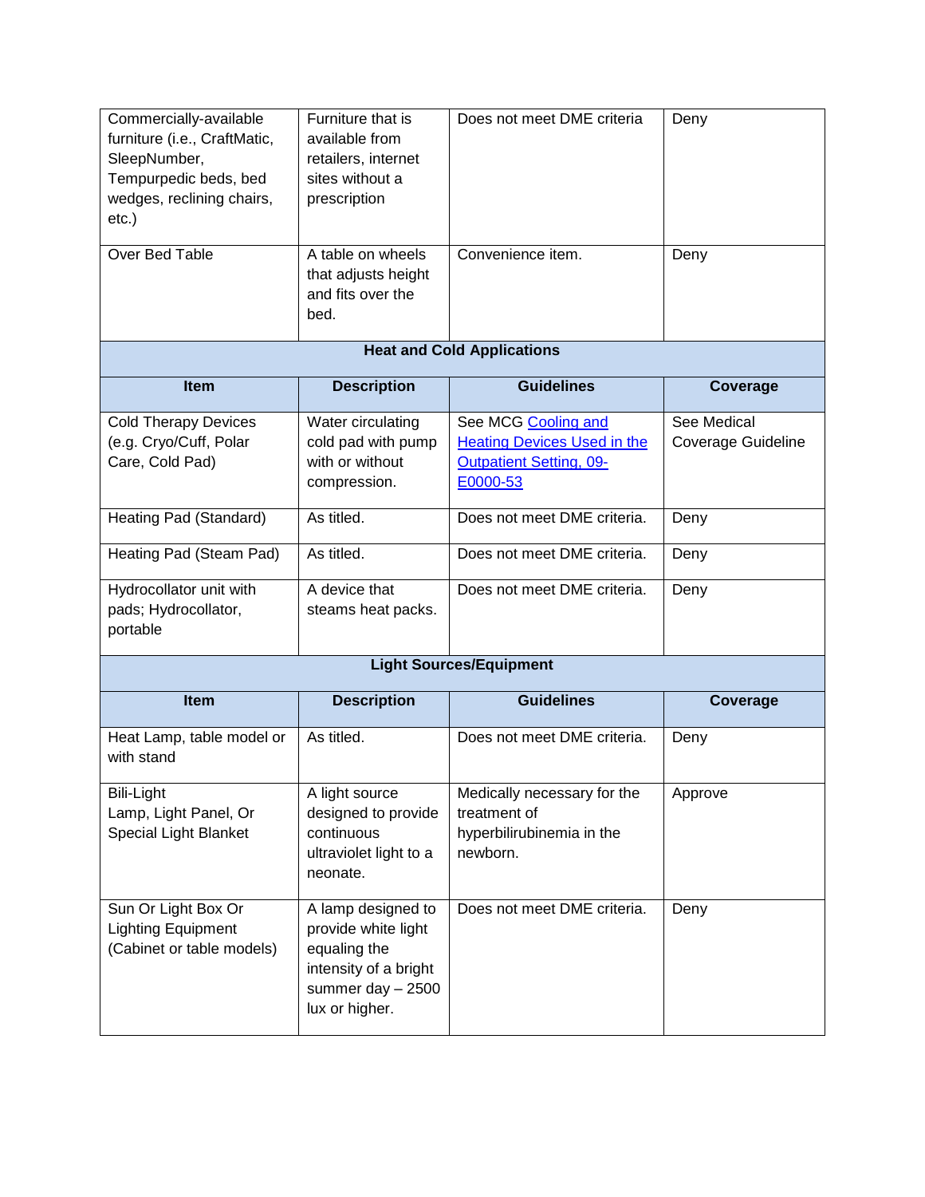| | | | |
|---|---|---|---|
| Commercially-available furniture (i.e., CraftMatic, SleepNumber, Tempurpedic beds, bed wedges, reclining chairs, etc.) | Furniture that is available from retailers, internet sites without a prescription | Does not meet DME criteria | Deny |
| Over Bed Table | A table on wheels that adjusts height and fits over the bed. | Convenience item. | Deny |

**Heat and Cold Applications**

| Item | Description | Guidelines | Coverage |
|---|---|---|---|
| Cold Therapy Devices (e.g. Cryo/Cuff, Polar Care, Cold Pad) | Water circulating cold pad with pump with or without compression. | See MCG Cooling and Heating Devices Used in the Outpatient Setting, 09-E0000-53 | See Medical Coverage Guideline |
| Heating Pad (Standard) | As titled. | Does not meet DME criteria. | Deny |
| Heating Pad (Steam Pad) | As titled. | Does not meet DME criteria. | Deny |
| Hydrocollator unit with pads; Hydrocollator, portable | A device that steams heat packs. | Does not meet DME criteria. | Deny |

**Light Sources/Equipment**

| Item | Description | Guidelines | Coverage |
|---|---|---|---|
| Heat Lamp, table model or with stand | As titled. | Does not meet DME criteria. | Deny |
| Bili-Light Lamp, Light Panel, Or Special Light Blanket | A light source designed to provide continuous ultraviolet light to a neonate. | Medically necessary for the treatment of hyperbilirubinemia in the newborn. | Approve |
| Sun Or Light Box Or Lighting Equipment (Cabinet or table models) | A lamp designed to provide white light equaling the intensity of a bright summer day – 2500 lux or higher. | Does not meet DME criteria. | Deny |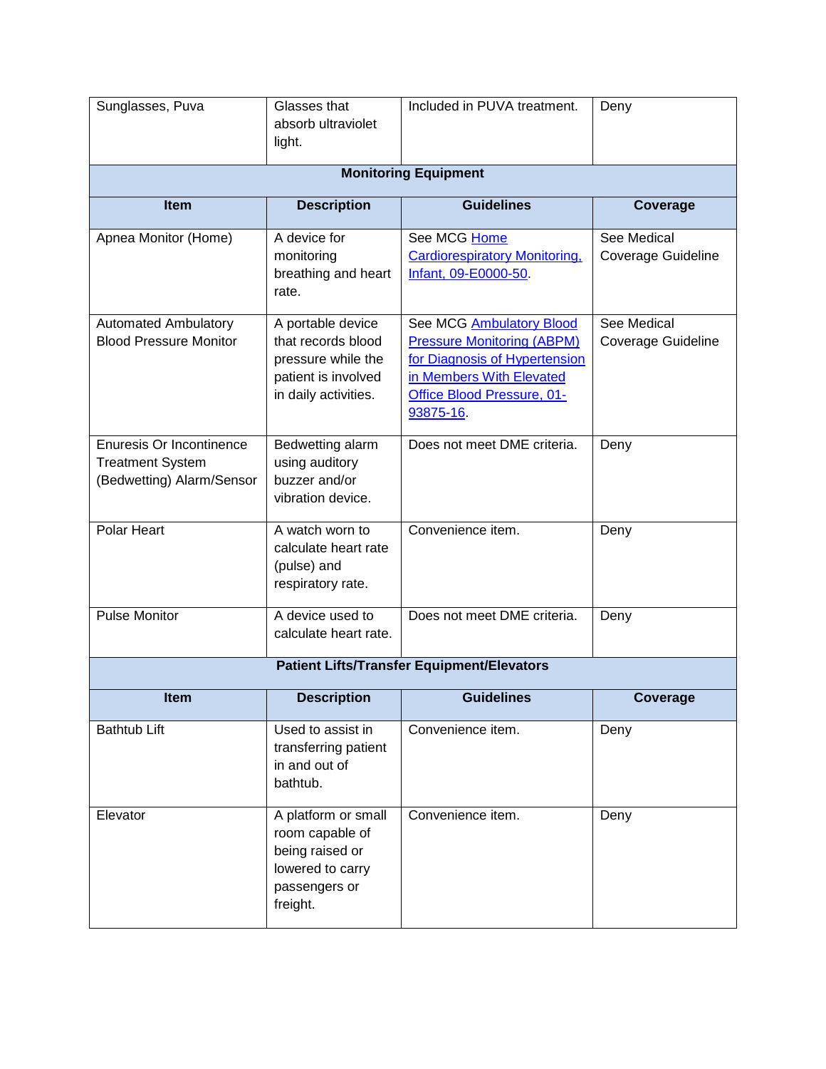| Item | Description | Guidelines | Coverage |
|---|---|---|---|
| Sunglasses, Puva | Glasses that absorb ultraviolet light. | Included in PUVA treatment. | Deny |
| **Monitoring Equipment** | | | |
| **Item** | **Description** | **Guidelines** | **Coverage** |
| Apnea Monitor (Home) | A device for monitoring breathing and heart rate. | See MCG Home Cardiorespiratory Monitoring, Infant, 09-E0000-50. | See Medical Coverage Guideline |
| Automated Ambulatory Blood Pressure Monitor | A portable device that records blood pressure while the patient is involved in daily activities. | See MCG Ambulatory Blood Pressure Monitoring (ABPM) for Diagnosis of Hypertension in Members With Elevated Office Blood Pressure, 01-93875-16. | See Medical Coverage Guideline |
| Enuresis Or Incontinence Treatment System (Bedwetting) Alarm/Sensor | Bedwetting alarm using auditory buzzer and/or vibration device. | Does not meet DME criteria. | Deny |
| Polar Heart | A watch worn to calculate heart rate (pulse) and respiratory rate. | Convenience item. | Deny |
| Pulse Monitor | A device used to calculate heart rate. | Does not meet DME criteria. | Deny |
| **Patient Lifts/Transfer Equipment/Elevators** | | | |
| **Item** | **Description** | **Guidelines** | **Coverage** |
| Bathtub Lift | Used to assist in transferring patient in and out of bathtub. | Convenience item. | Deny |
| Elevator | A platform or small room capable of being raised or lowered to carry passengers or freight. | Convenience item. | Deny |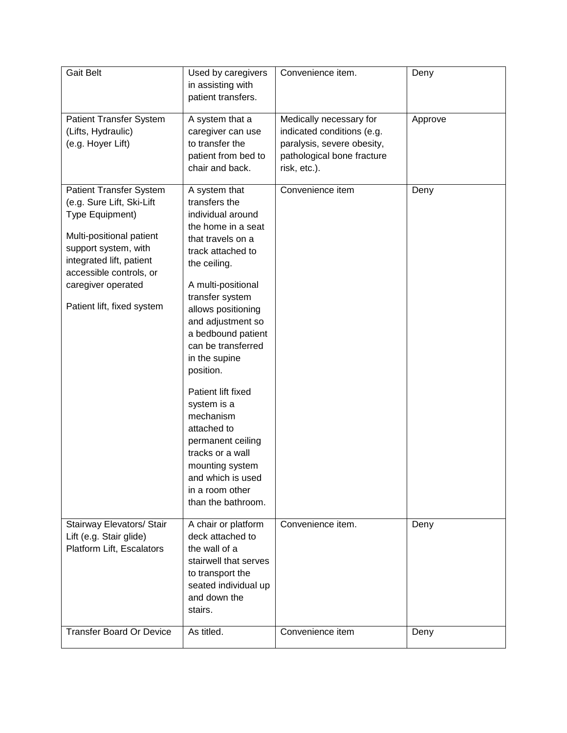| Gait Belt | Used by caregivers in assisting with patient transfers. | Convenience item. | Deny |
|---|---|---|---|
| Patient Transfer System (Lifts, Hydraulic) (e.g. Hoyer Lift) | A system that a caregiver can use to transfer the patient from bed to chair and back. | Medically necessary for indicated conditions (e.g. paralysis, severe obesity, pathological bone fracture risk, etc.). | Approve |
| Patient Transfer System (e.g. Sure Lift, Ski-Lift Type Equipment)<br><br>Multi-positional patient support system, with integrated lift, patient accessible controls, or caregiver operated<br><br>Patient lift, fixed system | A system that transfers the individual around the home in a seat that travels on a track attached to the ceiling.<br><br>A multi-positional transfer system allows positioning and adjustment so a bedbound patient can be transferred in the supine position.<br><br>Patient lift fixed system is a mechanism attached to permanent ceiling tracks or a wall mounting system and which is used in a room other than the bathroom. | Convenience item | Deny |
| Stairway Elevators/ Stair Lift (e.g. Stair glide) Platform Lift, Escalators | A chair or platform deck attached to the wall of a stairwell that serves to transport the seated individual up and down the stairs. | Convenience item. | Deny |
| Transfer Board Or Device | As titled. | Convenience item | Deny |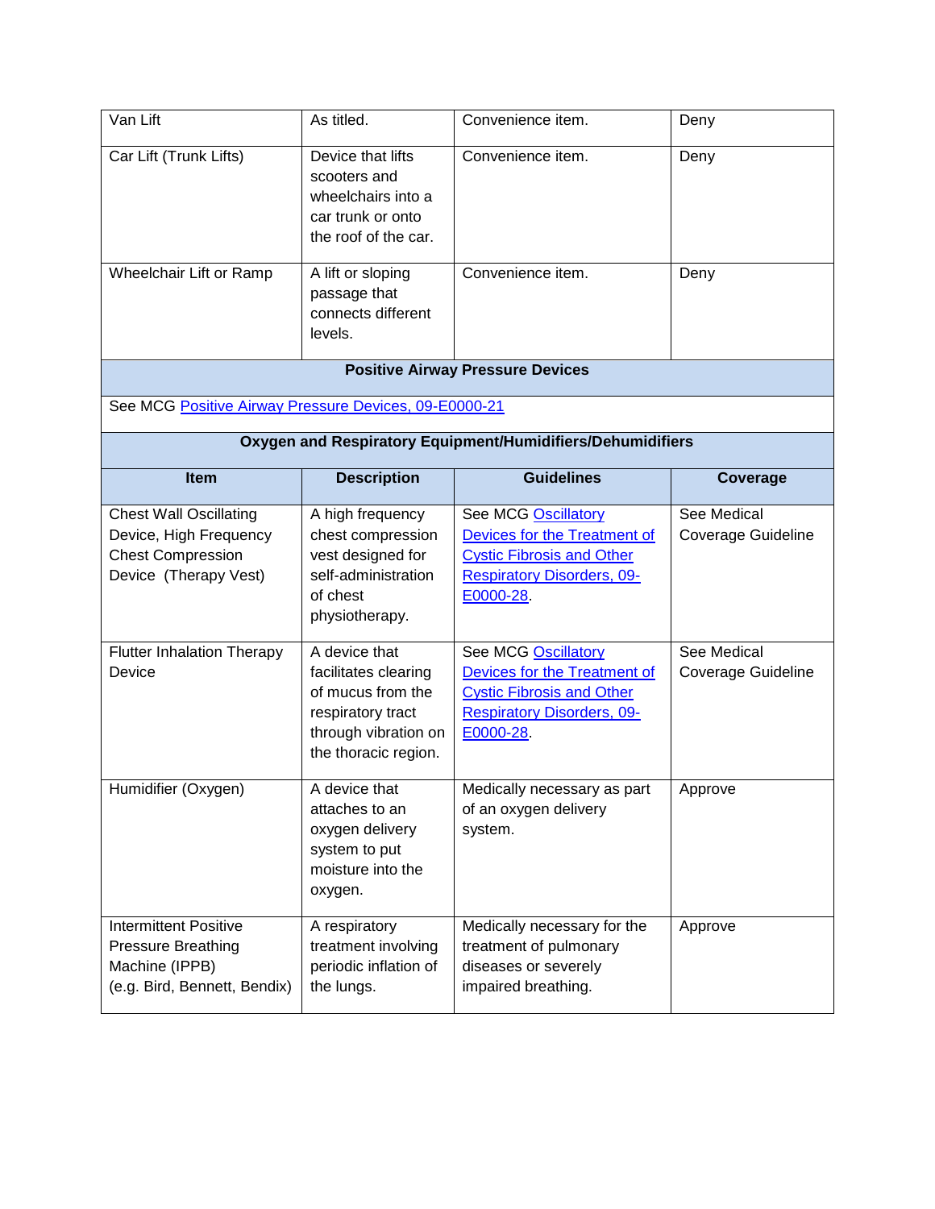| Item | Description | Guidelines | Coverage |
|---|---|---|---|
| Van Lift | As titled. | Convenience item. | Deny |
| Car Lift (Trunk Lifts) | Device that lifts scooters and wheelchairs into a car trunk or onto the roof of the car. | Convenience item. | Deny |
| Wheelchair Lift or Ramp | A lift or sloping passage that connects different levels. | Convenience item. | Deny |
| **Positive Airway Pressure Devices** | | | |
| See MCG Positive Airway Pressure Devices, 09-E0000-21 | | | |
| **Oxygen and Respiratory Equipment/Humidifiers/Dehumidifiers** | | | |
| **Item** | **Description** | **Guidelines** | **Coverage** |
| Chest Wall Oscillating Device, High Frequency Chest Compression Device (Therapy Vest) | A high frequency chest compression vest designed for self-administration of chest physiotherapy. | See MCG Oscillatory Devices for the Treatment of Cystic Fibrosis and Other Respiratory Disorders, 09-E0000-28. | See Medical Coverage Guideline |
| Flutter Inhalation Therapy Device | A device that facilitates clearing of mucus from the respiratory tract through vibration on the thoracic region. | See MCG Oscillatory Devices for the Treatment of Cystic Fibrosis and Other Respiratory Disorders, 09-E0000-28. | See Medical Coverage Guideline |
| Humidifier (Oxygen) | A device that attaches to an oxygen delivery system to put moisture into the oxygen. | Medically necessary as part of an oxygen delivery system. | Approve |
| Intermittent Positive Pressure Breathing Machine (IPPB) (e.g. Bird, Bennett, Bendix) | A respiratory treatment involving periodic inflation of the lungs. | Medically necessary for the treatment of pulmonary diseases or severely impaired breathing. | Approve |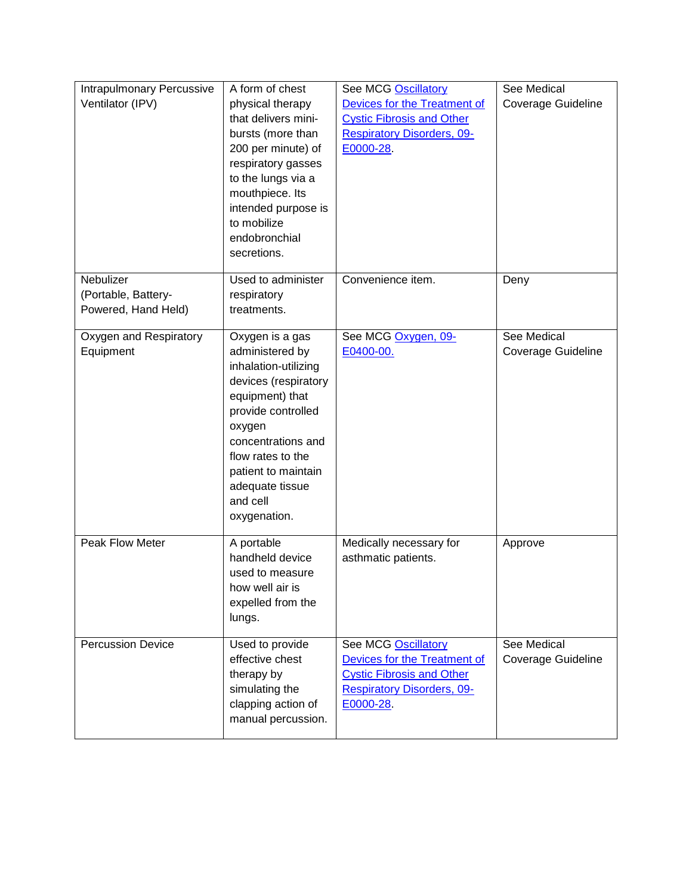| | | | |
|---|---|---|---|
| Intrapulmonary Percussive Ventilator (IPV) | A form of chest physical therapy that delivers mini-bursts (more than 200 per minute) of respiratory gasses to the lungs via a mouthpiece. Its intended purpose is to mobilize endobronchial secretions. | See MCG Oscillatory Devices for the Treatment of Cystic Fibrosis and Other Respiratory Disorders, 09-E0000-28. | See Medical Coverage Guideline |
| Nebulizer (Portable, Battery-Powered, Hand Held) | Used to administer respiratory treatments. | Convenience item. | Deny |
| Oxygen and Respiratory Equipment | Oxygen is a gas administered by inhalation-utilizing devices (respiratory equipment) that provide controlled oxygen concentrations and flow rates to the patient to maintain adequate tissue and cell oxygenation. | See MCG Oxygen, 09-E0400-00. | See Medical Coverage Guideline |
| Peak Flow Meter | A portable handheld device used to measure how well air is expelled from the lungs. | Medically necessary for asthmatic patients. | Approve |
| Percussion Device | Used to provide effective chest therapy by simulating the clapping action of manual percussion. | See MCG Oscillatory Devices for the Treatment of Cystic Fibrosis and Other Respiratory Disorders, 09-E0000-28. | See Medical Coverage Guideline |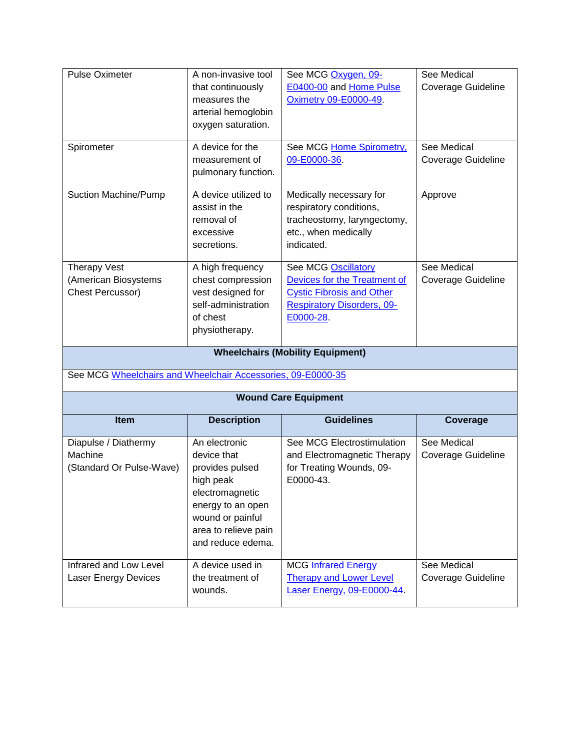| Item | Description | Guidelines | Coverage |
|---|---|---|---|
| Pulse Oximeter | A non-invasive tool that continuously measures the arterial hemoglobin oxygen saturation. | See MCG Oxygen, 09-E0400-00 and Home Pulse Oximetry 09-E0000-49. | See Medical Coverage Guideline |
| Spirometer | A device for the measurement of pulmonary function. | See MCG Home Spirometry, 09-E0000-36. | See Medical Coverage Guideline |
| Suction Machine/Pump | A device utilized to assist in the removal of excessive secretions. | Medically necessary for respiratory conditions, tracheostomy, laryngectomy, etc., when medically indicated. | Approve |
| Therapy Vest (American Biosystems Chest Percussor) | A high frequency chest compression vest designed for self-administration of chest physiotherapy. | See MCG Oscillatory Devices for the Treatment of Cystic Fibrosis and Other Respiratory Disorders, 09-E0000-28. | See Medical Coverage Guideline |
| **Wheelchairs (Mobility Equipment)** | | | |
| See MCG Wheelchairs and Wheelchair Accessories, 09-E0000-35 | | | |
| **Wound Care Equipment** | | | |
| **Item** | **Description** | **Guidelines** | **Coverage** |
| Diapulse / Diathermy Machine (Standard Or Pulse-Wave) | An electronic device that provides pulsed high peak electromagnetic energy to an open wound or painful area to relieve pain and reduce edema. | See MCG Electrostimulation and Electromagnetic Therapy for Treating Wounds, 09-E0000-43. | See Medical Coverage Guideline |
| Infrared and Low Level Laser Energy Devices | A device used in the treatment of wounds. | MCG Infrared Energy Therapy and Lower Level Laser Energy, 09-E0000-44. | See Medical Coverage Guideline |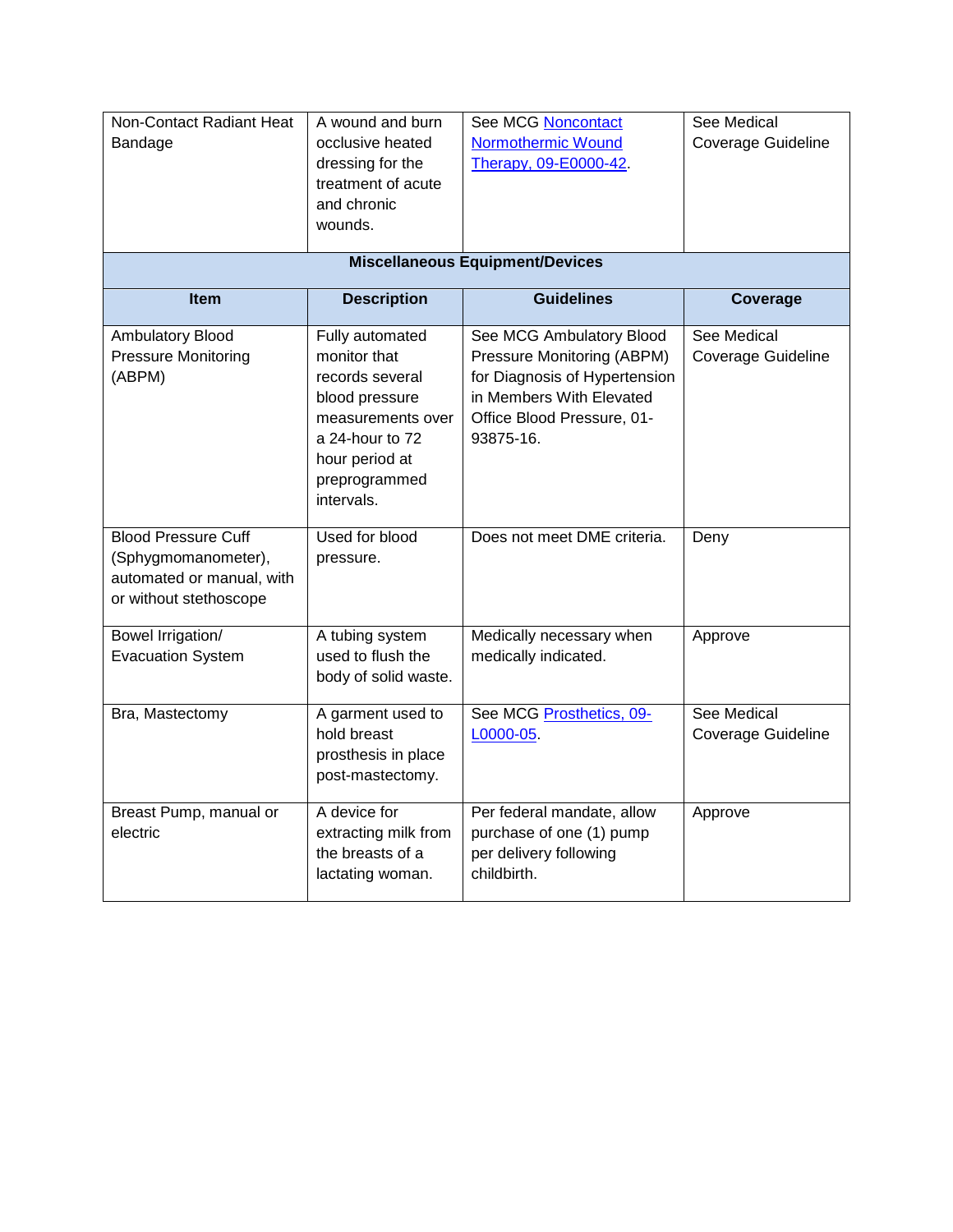| Non-Contact Radiant Heat Bandage | A wound and burn occlusive heated dressing for the treatment of acute and chronic wounds. | See MCG Noncontact Normothermic Wound Therapy, 09-E0000-42. | See Medical Coverage Guideline |
|---|---|---|---|
| **Miscellaneous Equipment/Devices** | | | |
| **Item** | **Description** | **Guidelines** | **Coverage** |
| Ambulatory Blood Pressure Monitoring (ABPM) | Fully automated monitor that records several blood pressure measurements over a 24-hour to 72 hour period at preprogrammed intervals. | See MCG Ambulatory Blood Pressure Monitoring (ABPM) for Diagnosis of Hypertension in Members With Elevated Office Blood Pressure, 01-93875-16. | See Medical Coverage Guideline |
| Blood Pressure Cuff (Sphygmomanometer), automated or manual, with or without stethoscope | Used for blood pressure. | Does not meet DME criteria. | Deny |
| Bowel Irrigation/ Evacuation System | A tubing system used to flush the body of solid waste. | Medically necessary when medically indicated. | Approve |
| Bra, Mastectomy | A garment used to hold breast prosthesis in place post-mastectomy. | See MCG Prosthetics, 09-L0000-05. | See Medical Coverage Guideline |
| Breast Pump, manual or electric | A device for extracting milk from the breasts of a lactating woman. | Per federal mandate, allow purchase of one (1) pump per delivery following childbirth. | Approve |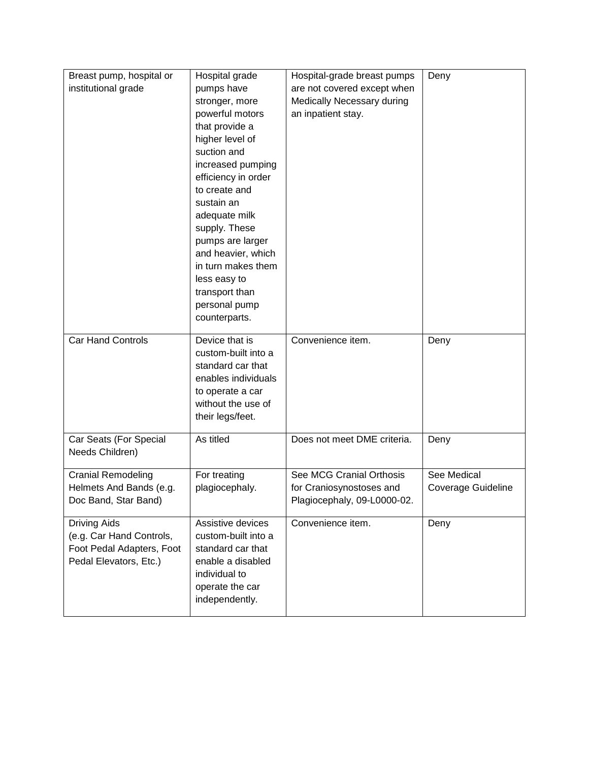| | | | |
|---|---|---|---|
| Breast pump, hospital or institutional grade | Hospital grade pumps have stronger, more powerful motors that provide a higher level of suction and increased pumping efficiency in order to create and sustain an adequate milk supply. These pumps are larger and heavier, which in turn makes them less easy to transport than personal pump counterparts. | Hospital-grade breast pumps are not covered except when Medically Necessary during an inpatient stay. | Deny |
| Car Hand Controls | Device that is custom-built into a standard car that enables individuals to operate a car without the use of their legs/feet. | Convenience item. | Deny |
| Car Seats (For Special Needs Children) | As titled | Does not meet DME criteria. | Deny |
| Cranial Remodeling Helmets And Bands (e.g. Doc Band, Star Band) | For treating plagiocephaly. | See MCG Cranial Orthosis for Craniosynostoses and Plagiocephaly, 09-L0000-02. | See Medical Coverage Guideline |
| Driving Aids (e.g. Car Hand Controls, Foot Pedal Adapters, Foot Pedal Elevators, Etc.) | Assistive devices custom-built into a standard car that enable a disabled individual to operate the car independently. | Convenience item. | Deny |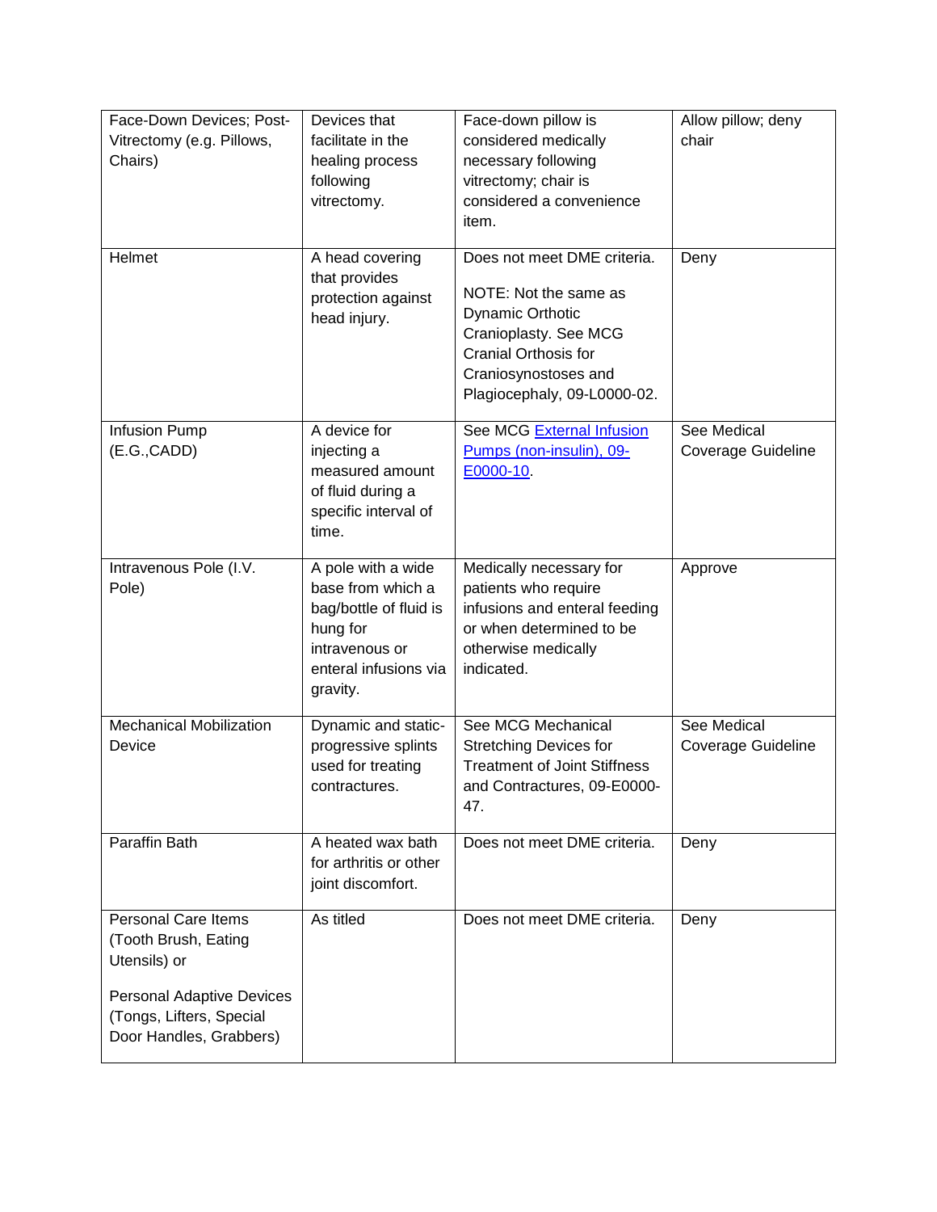| Face-Down Devices; Post-Vitrectomy (e.g. Pillows, Chairs) | Devices that facilitate in the healing process following vitrectomy. | Face-down pillow is considered medically necessary following vitrectomy; chair is considered a convenience item. | Allow pillow; deny chair |
|---|---|---|---|
| Helmet | A head covering that provides protection against head injury. | Does not meet DME criteria.<br><br>NOTE: Not the same as Dynamic Orthotic Cranioplasty. See MCG Cranial Orthosis for Craniosynostoses and Plagiocephaly, 09-L0000-02. | Deny |
| Infusion Pump (E.G.,CADD) | A device for injecting a measured amount of fluid during a specific interval of time. | See MCG [External Infusion Pumps (non-insulin), 09-E0000-10](). | See Medical Coverage Guideline |
| Intravenous Pole (I.V. Pole) | A pole with a wide base from which a bag/bottle of fluid is hung for intravenous or enteral infusions via gravity. | Medically necessary for patients who require infusions and enteral feeding or when determined to be otherwise medically indicated. | Approve |
| Mechanical Mobilization Device | Dynamic and static-progressive splints used for treating contractures. | See MCG Mechanical Stretching Devices for Treatment of Joint Stiffness and Contractures, 09-E0000-47. | See Medical Coverage Guideline |
| Paraffin Bath | A heated wax bath for arthritis or other joint discomfort. | Does not meet DME criteria. | Deny |
| Personal Care Items (Tooth Brush, Eating Utensils) or<br><br>Personal Adaptive Devices (Tongs, Lifters, Special Door Handles, Grabbers) | As titled | Does not meet DME criteria. | Deny |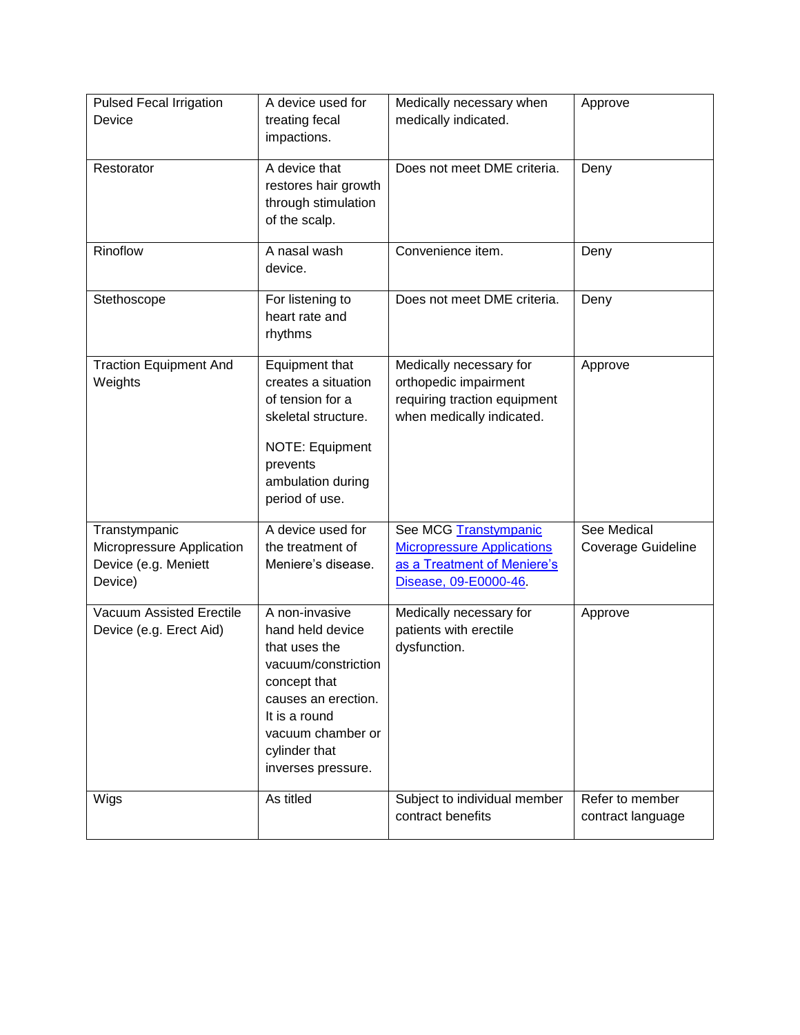| | | | |
|---|---|---|---|
| Pulsed Fecal Irrigation Device | A device used for treating fecal impactions. | Medically necessary when medically indicated. | Approve |
| Restorator | A device that restores hair growth through stimulation of the scalp. | Does not meet DME criteria. | Deny |
| Rinoflow | A nasal wash device. | Convenience item. | Deny |
| Stethoscope | For listening to heart rate and rhythms | Does not meet DME criteria. | Deny |
| Traction Equipment And Weights | Equipment that creates a situation of tension for a skeletal structure.<br><br>NOTE: Equipment prevents ambulation during period of use. | Medically necessary for orthopedic impairment requiring traction equipment when medically indicated. | Approve |
| Transtympanic Micropressure Application Device (e.g. Meniett Device) | A device used for the treatment of Meniere's disease. | See MCG [Transtympanic Micropressure Applications as a Treatment of Meniere's Disease, 09-E0000-46]. | See Medical Coverage Guideline |
| Vacuum Assisted Erectile Device (e.g. Erect Aid) | A non-invasive hand held device that uses the vacuum/constriction concept that causes an erection. It is a round vacuum chamber or cylinder that inverses pressure. | Medically necessary for patients with erectile dysfunction. | Approve |
| Wigs | As titled | Subject to individual member contract benefits | Refer to member contract language |